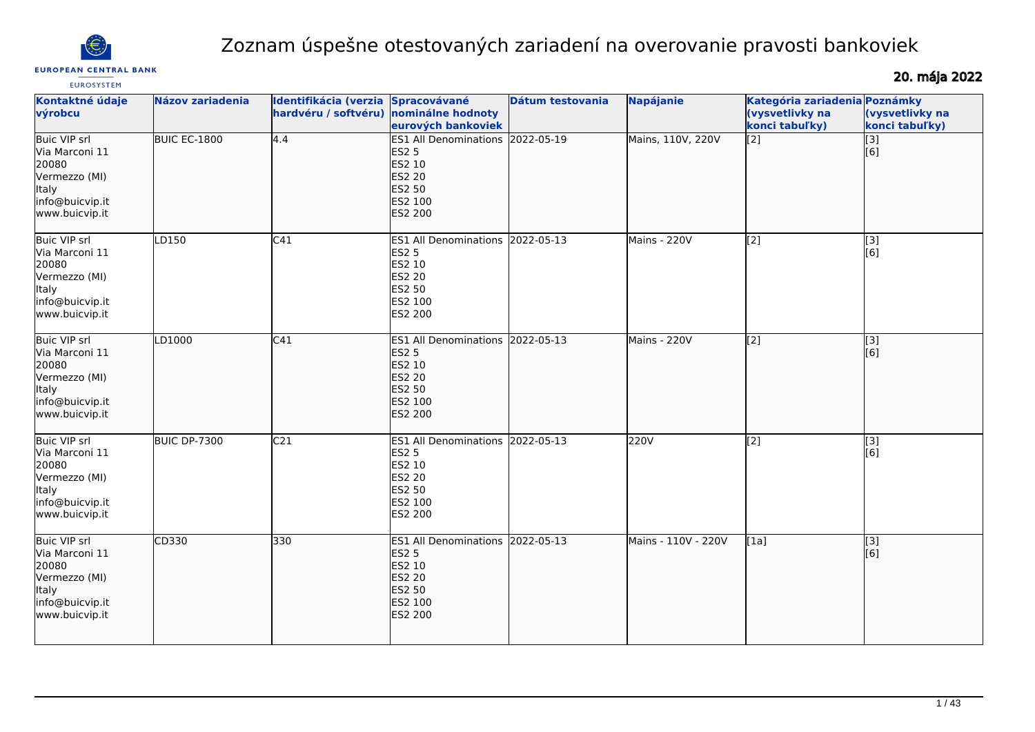# Zoznam úspešne otestovaných zariadení na overovanie pravosti bankoviek

**20. mája 2022**

| Kontaktné údaje výrobcu | Názov zariadenia | Identifikácia (verzia hardvéru / softvéru) | Spracovávané nominálne hodnoty eurových bankoviek | Dátum testovania | Napájanie | Kategória zariadenia (vysvetlivky na konci tabuľky) | Poznámky (vysvetlivky na konci tabuľky) |
|---|---|---|---|---|---|---|---|
| Buic VIP srl<br>Via Marconi 11<br>20080<br>Vermezzo (MI)<br>Italy<br>info@buicvip.it<br>www.buicvip.it | BUIC EC-1800 | 4.4 | ES1 All Denominations<br>ES2 5<br>ES2 10<br>ES2 20<br>ES2 50<br>ES2 100<br>ES2 200 | 2022-05-19 | Mains, 110V, 220V | [2] | [3]<br>[6] |
| Buic VIP srl<br>Via Marconi 11<br>20080<br>Vermezzo (MI)<br>Italy<br>info@buicvip.it<br>www.buicvip.it | LD150 | C41 | ES1 All Denominations<br>ES2 5<br>ES2 10<br>ES2 20<br>ES2 50<br>ES2 100<br>ES2 200 | 2022-05-13 | Mains - 220V | [2] | [3]<br>[6] |
| Buic VIP srl<br>Via Marconi 11<br>20080<br>Vermezzo (MI)<br>Italy<br>info@buicvip.it<br>www.buicvip.it | LD1000 | C41 | ES1 All Denominations<br>ES2 5<br>ES2 10<br>ES2 20<br>ES2 50<br>ES2 100<br>ES2 200 | 2022-05-13 | Mains - 220V | [2] | [3]<br>[6] |
| Buic VIP srl<br>Via Marconi 11<br>20080<br>Vermezzo (MI)<br>Italy<br>info@buicvip.it<br>www.buicvip.it | BUIC DP-7300 | C21 | ES1 All Denominations<br>ES2 5<br>ES2 10<br>ES2 20<br>ES2 50<br>ES2 100<br>ES2 200 | 2022-05-13 | 220V | [2] | [3]<br>[6] |
| Buic VIP srl<br>Via Marconi 11<br>20080<br>Vermezzo (MI)<br>Italy<br>info@buicvip.it<br>www.buicvip.it | CD330 | 330 | ES1 All Denominations<br>ES2 5<br>ES2 10<br>ES2 20<br>ES2 50<br>ES2 100<br>ES2 200 | 2022-05-13 | Mains - 110V - 220V | [1a] | [3]<br>[6] |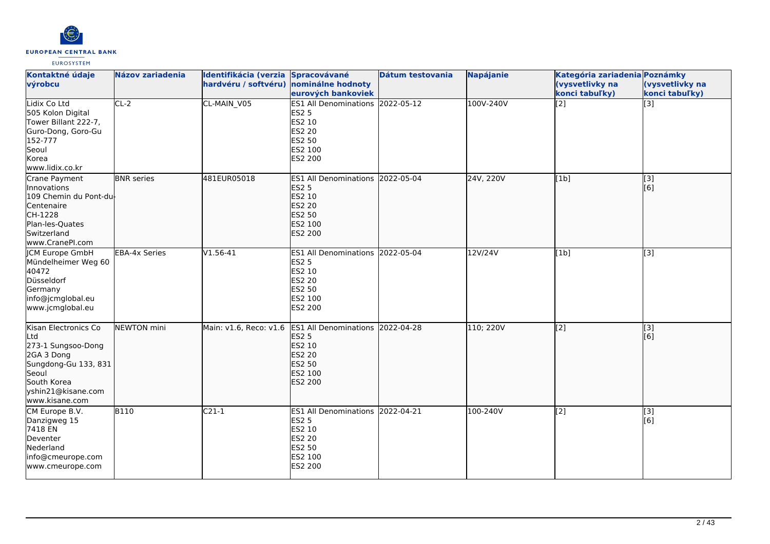| Kontaktné údaje výrobcu | Názov zariadenia | Identifikácia (verzia hardvéru / softvéru) | Spracovávané nominálne hodnoty eurových bankoviek | Dátum testovania | Napájanie | Kategória zariadenia (vysvetlivky na konci tabuľky) | Poznámky (vysvetlivky na konci tabuľky) |
|---|---|---|---|---|---|---|---|
| Lidix Co Ltd<br>505 Kolon Digital Tower Billant 222-7, Guro-Dong, Goro-Gu<br>152-777<br>Seoul<br>Korea<br>www.lidix.co.kr | CL-2 | CL-MAIN_V05 | ES1 All Denominations<br>ES2 5<br>ES2 10<br>ES2 20<br>ES2 50<br>ES2 100<br>ES2 200 | 2022-05-12 | 100V-240V | [2] | [3] |
| Crane Payment Innovations<br>109 Chemin du Pont-du-Centenaire<br>CH-1228<br>Plan-les-Quates<br>Switzerland<br>www.CranePI.com | BNR series | 481EUR05018 | ES1 All Denominations<br>ES2 5<br>ES2 10<br>ES2 20<br>ES2 50<br>ES2 100<br>ES2 200 | 2022-05-04 | 24V, 220V | [1b] | [3]<br>[6] |
| JCM Europe GmbH<br>Mündelheimer Weg 60<br>40472<br>Düsseldorf<br>Germany<br>info@jcmglobal.eu<br>www.jcmglobal.eu | EBA-4x Series | V1.56-41 | ES1 All Denominations<br>ES2 5<br>ES2 10<br>ES2 20<br>ES2 50<br>ES2 100<br>ES2 200 | 2022-05-04 | 12V/24V | [1b] | [3] |
| Kisan Electronics Co Ltd<br>273-1 Sungsoo-Dong 2GA 3 Dong<br>Sungdong-Gu 133, 831<br>Seoul<br>South Korea<br>yshin21@kisane.com<br>www.kisane.com | NEWTON mini | Main: v1.6, Reco: v1.6 | ES1 All Denominations<br>ES2 5<br>ES2 10<br>ES2 20<br>ES2 50<br>ES2 100<br>ES2 200 | 2022-04-28 | 110; 220V | [2] | [3]<br>[6] |
| CM Europe B.V.<br>Danzigweg 15<br>7418 EN<br>Deventer<br>Nederland<br>info@cmeurope.com<br>www.cmeurope.com | B110 | C21-1 | ES1 All Denominations<br>ES2 5<br>ES2 10<br>ES2 20<br>ES2 50<br>ES2 100<br>ES2 200 | 2022-04-21 | 100-240V | [2] | [3]<br>[6] |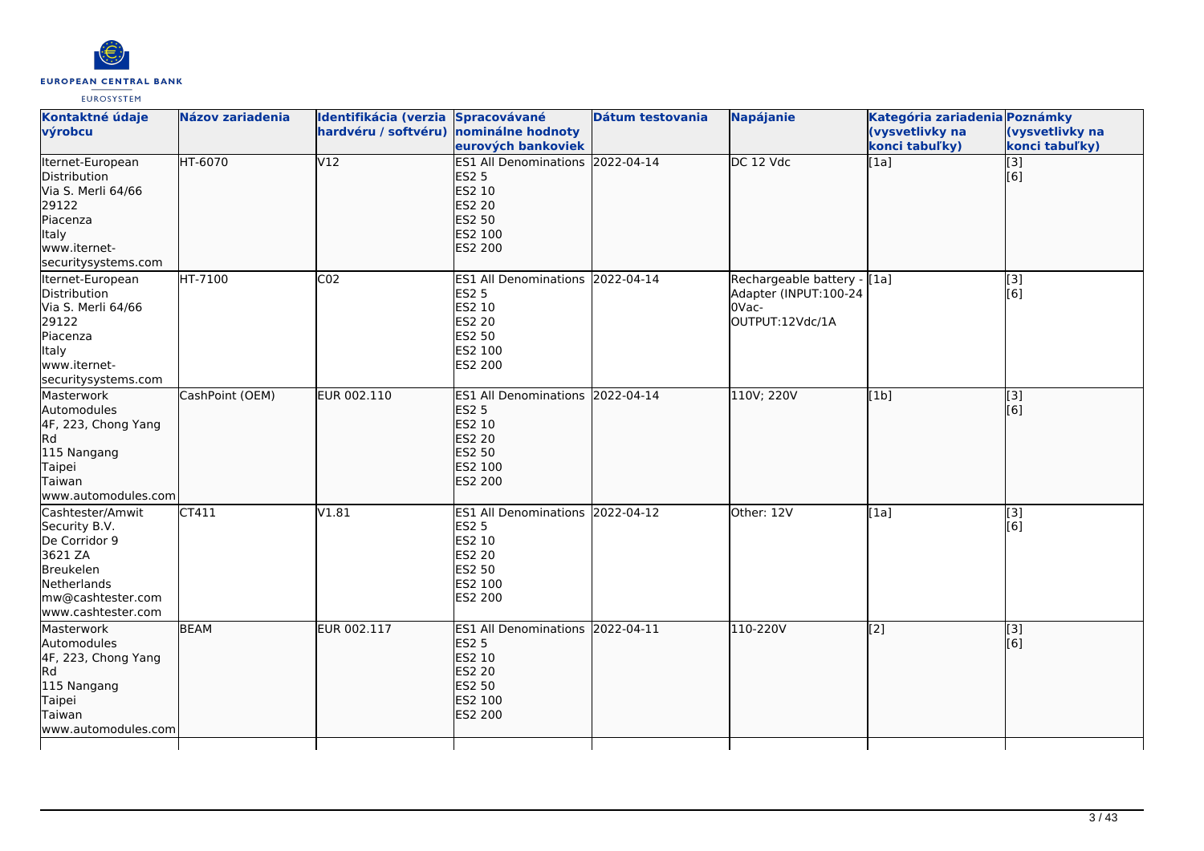| Kontaktné údaje výrobcu | Názov zariadenia | Identifikácia (verzia hardvéru / softvéru) | Spracovávané nominálne hodnoty eurových bankoviek | Dátum testovania | Napájanie | Kategória zariadenia (vysvetlivky na konci tabuľky) | Poznámky (vysvetlivky na konci tabuľky) |
|---|---|---|---|---|---|---|---|
| Iternet-European Distribution<br>Via S. Merli 64/66<br>29122<br>Piacenza<br>Italy<br>www.iternet-securitysystems.com | HT-6070 | V12 | ES1 All Denominations<br>ES2 5<br>ES2 10<br>ES2 20<br>ES2 50<br>ES2 100<br>ES2 200 | 2022-04-14 | DC 12 Vdc | [1a] | [3]<br>[6] |
| Iternet-European Distribution<br>Via S. Merli 64/66<br>29122<br>Piacenza<br>Italy<br>www.iternet-securitysystems.com | HT-7100 | C02 | ES1 All Denominations<br>ES2 5<br>ES2 10<br>ES2 20<br>ES2 50<br>ES2 100<br>ES2 200 | 2022-04-14 | Rechargeable battery - Adapter (INPUT:100-240Vac-OUTPUT:12Vdc/1A | [1a] | [3]<br>[6] |
| Masterwork Automodules<br>4F, 223, Chong Yang Rd<br>115 Nangang<br>Taipei<br>Taiwan<br>www.automodules.com | CashPoint (OEM) | EUR 002.110 | ES1 All Denominations<br>ES2 5<br>ES2 10<br>ES2 20<br>ES2 50<br>ES2 100<br>ES2 200 | 2022-04-14 | 110V; 220V | [1b] | [3]<br>[6] |
| Cashtester/Amwit Security B.V.<br>De Corridor 9<br>3621 ZA<br>Breukelen<br>Netherlands<br>mw@cashtester.com<br>www.cashtester.com | CT411 | V1.81 | ES1 All Denominations<br>ES2 5<br>ES2 10<br>ES2 20<br>ES2 50<br>ES2 100<br>ES2 200 | 2022-04-12 | Other: 12V | [1a] | [3]<br>[6] |
| Masterwork Automodules<br>4F, 223, Chong Yang Rd<br>115 Nangang<br>Taipei<br>Taiwan<br>www.automodules.com | BEAM | EUR 002.117 | ES1 All Denominations<br>ES2 5<br>ES2 10<br>ES2 20<br>ES2 50<br>ES2 100<br>ES2 200 | 2022-04-11 | 110-220V | [2] | [3]<br>[6] |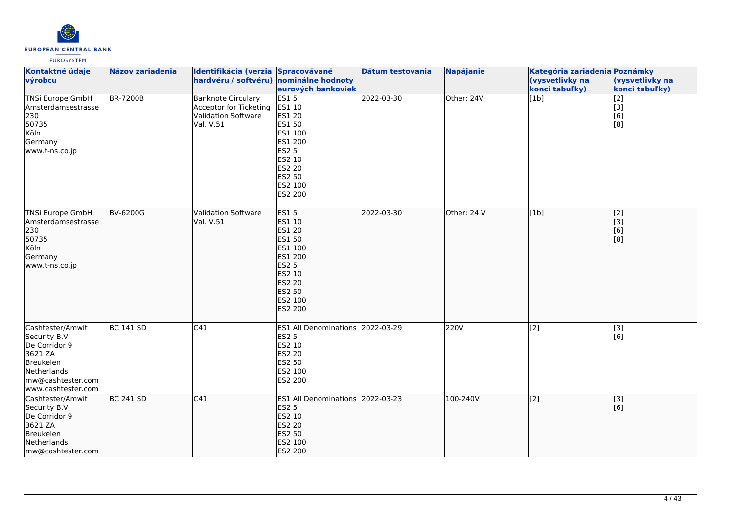| Kontaktné údaje výrobcu | Názov zariadenia | Identifikácia (verzia hardvéru / softvéru) | Spracovávané nominálne hodnoty eurových bankoviek | Dátum testovania | Napájanie | Kategória zariadenia (vysvetlivky na konci tabuľky) | Poznámky (vysvetlivky na konci tabuľky) |
|---|---|---|---|---|---|---|---|
| TNSi Europe GmbH<br>Amsterdamsestrasse 230<br>50735<br>Köln<br>Germany<br>www.t-ns.co.jp | BR-7200B | Banknote Circulary Acceptor for Ticketing Validation Software Val. V.51 | ES1 5<br>ES1 10<br>ES1 20<br>ES1 50<br>ES1 100<br>ES1 200<br>ES2 5<br>ES2 10<br>ES2 20<br>ES2 50<br>ES2 100<br>ES2 200 | 2022-03-30 | Other: 24V | [1b] | [2]<br>[3]<br>[6]<br>[8] |
| TNSi Europe GmbH<br>Amsterdamsestrasse 230<br>50735<br>Köln<br>Germany<br>www.t-ns.co.jp | BV-6200G | Validation Software Val. V.51 | ES1 5<br>ES1 10<br>ES1 20<br>ES1 50<br>ES1 100<br>ES1 200<br>ES2 5<br>ES2 10<br>ES2 20<br>ES2 50<br>ES2 100<br>ES2 200 | 2022-03-30 | Other: 24 V | [1b] | [2]<br>[3]<br>[6]<br>[8] |
| Cashtester/Amwit Security B.V.<br>De Corridor 9<br>3621 ZA<br>Breukelen<br>Netherlands<br>mw@cashtester.com<br>www.cashtester.com | BC 141 SD | C41 | ES1 All Denominations<br>ES2 5<br>ES2 10<br>ES2 20<br>ES2 50<br>ES2 100<br>ES2 200 | 2022-03-29 | 220V | [2] | [3]<br>[6] |
| Cashtester/Amwit Security B.V.<br>De Corridor 9<br>3621 ZA<br>Breukelen<br>Netherlands<br>mw@cashtester.com | BC 241 SD | C41 | ES1 All Denominations<br>ES2 5<br>ES2 10<br>ES2 20<br>ES2 50<br>ES2 100<br>ES2 200 | 2022-03-23 | 100-240V | [2] | [3]<br>[6] |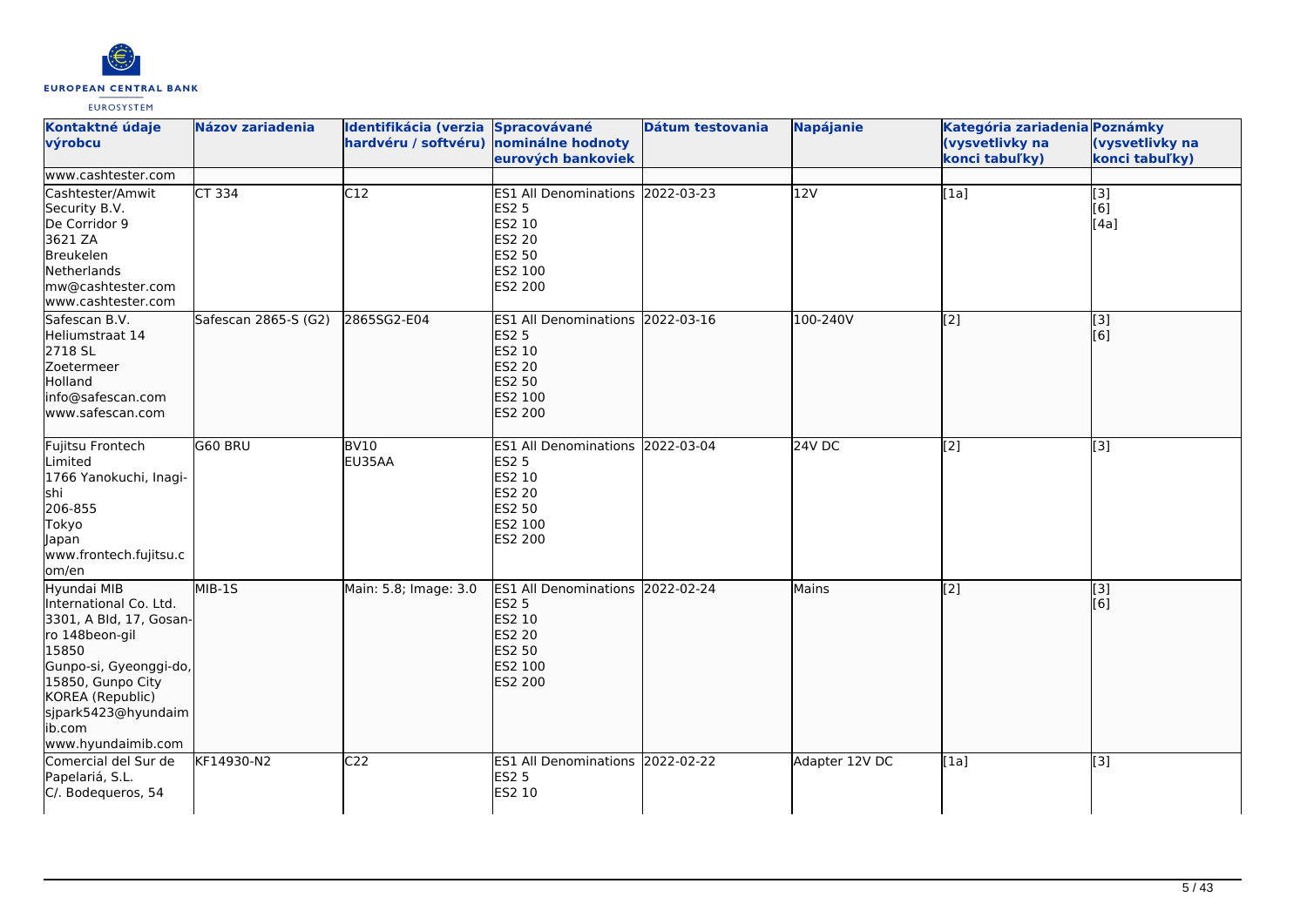| Kontaktné údaje výrobcu | Názov zariadenia | Identifikácia (verzia hardvéru / softvéru) | Spracovávané nominálne hodnoty eurových bankoviek | Dátum testovania | Napájanie | Kategória zariadenia (vysvetlivky na konci tabuľky) | Poznámky (vysvetlivky na konci tabuľky) |
|---|---|---|---|---|---|---|---|
| www.cashtester.com | | | | | | | |
| Cashtester/Amwit Security B.V.<br>De Corridor 9<br>3621 ZA<br>Breukelen<br>Netherlands<br>mw@cashtester.com<br>www.cashtester.com | CT 334 | C12 | ES1 All Denominations<br>ES2 5<br>ES2 10<br>ES2 20<br>ES2 50<br>ES2 100<br>ES2 200 | 2022-03-23 | 12V | [1a] | [3]<br>[6]<br>[4a] |
| Safescan B.V.<br>Heliumstraat 14<br>2718 SL<br>Zoetermeer<br>Holland<br>info@safescan.com<br>www.safescan.com | Safescan 2865-S (G2) | 2865SG2-E04 | ES1 All Denominations<br>ES2 5<br>ES2 10<br>ES2 20<br>ES2 50<br>ES2 100<br>ES2 200 | 2022-03-16 | 100-240V | [2] | [3]<br>[6] |
| Fujitsu Frontech Limited<br>1766 Yanokuchi, Inagi-shi<br>206-855<br>Tokyo<br>Japan<br>www.frontech.fujitsu.com/en | G60 BRU | BV10<br>EU35AA | ES1 All Denominations<br>ES2 5<br>ES2 10<br>ES2 20<br>ES2 50<br>ES2 100<br>ES2 200 | 2022-03-04 | 24V DC | [2] | [3] |
| Hyundai MIB International Co. Ltd.<br>3301, A Bld, 17, Gosan-ro 148beon-gil<br>15850<br>Gunpo-si, Gyeonggi-do, 15850, Gunpo City<br>KOREA (Republic)<br>sjpark5423@hyundaimib.com<br>www.hyundaimib.com | MIB-1S | Main: 5.8; Image: 3.0 | ES1 All Denominations<br>ES2 5<br>ES2 10<br>ES2 20<br>ES2 50<br>ES2 100<br>ES2 200 | 2022-02-24 | Mains | [2] | [3]<br>[6] |
| Comercial del Sur de Papelariá, S.L.<br>C/. Bodequeros, 54 | KF14930-N2 | C22 | ES1 All Denominations<br>ES2 5<br>ES2 10 | 2022-02-22 | Adapter 12V DC | [1a] | [3] |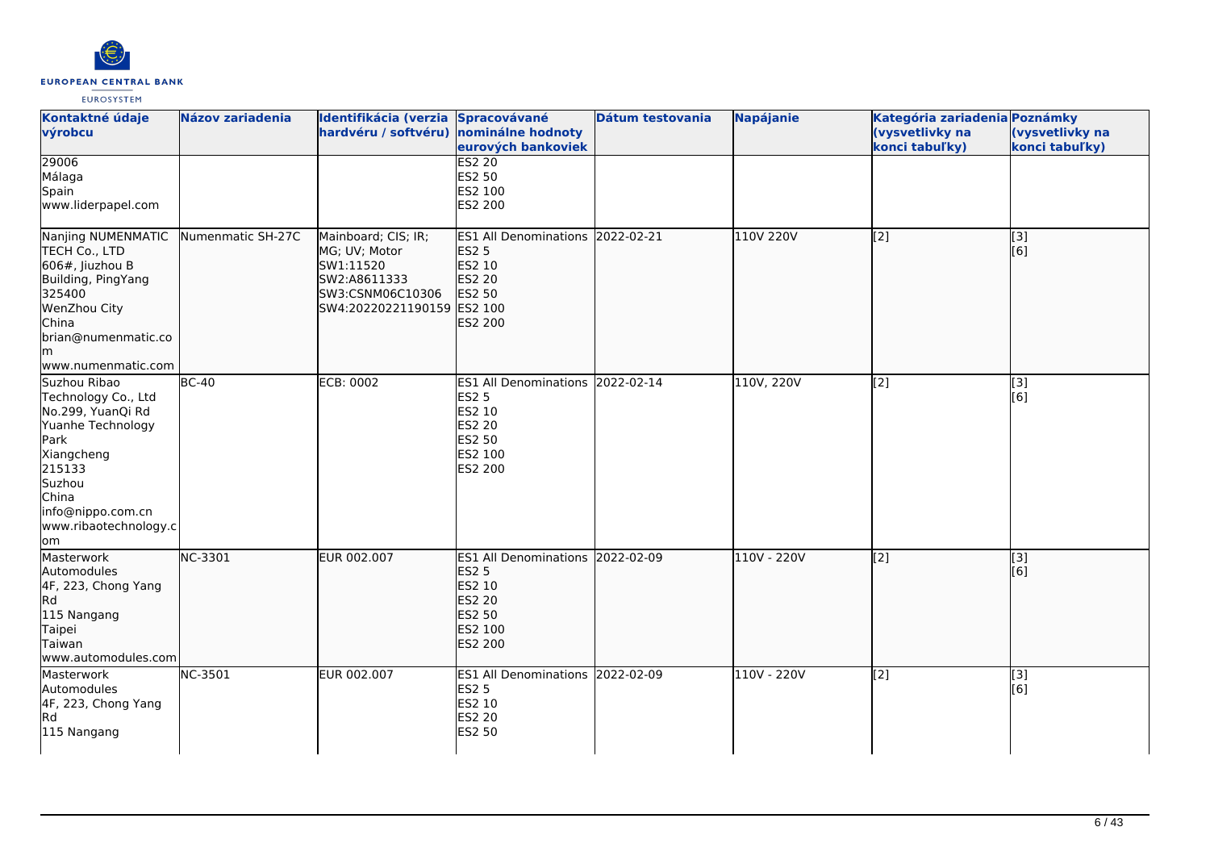| Kontaktné údaje výrobcu | Názov zariadenia | Identifikácia (verzia hardvéru / softvéru) | Spracovávané nominálne hodnoty eurových bankoviek | Dátum testovania | Napájanie | Kategória zariadenia (vysvetlivky na konci tabuľky) | Poznámky (vysvetlivky na konci tabuľky) |
|---|---|---|---|---|---|---|---|
| 29006<br>Málaga<br>Spain<br>www.liderpapel.com | | | ES2 20<br>ES2 50<br>ES2 100<br>ES2 200 | | | | |
| Nanjing NUMENMATIC TECH Co., LTD<br>606#, Jiuzhou B Building, PingYang<br>325400<br>WenZhou City<br>China<br>brian@numenmatic.com<br>www.numenmatic.com | Numenmatic SH-27C | Mainboard; CIS; IR; MG; UV; Motor<br>SW1:11520<br>SW2:A8611333<br>SW3:CSNM06C10306<br>SW4:20220221190159 | ES1 All Denominations<br>ES2 5<br>ES2 10<br>ES2 20<br>ES2 50<br>ES2 100<br>ES2 200 | 2022-02-21 | 110V 220V | [2] | [3]<br>[6] |
| Suzhou Ribao Technology Co., Ltd<br>No.299, YuanQi Rd<br>Yuanhe Technology Park<br>Xiangcheng<br>215133<br>Suzhou<br>China<br>info@nippo.com.cn<br>www.ribaotechnology.com | BC-40 | ECB: 0002 | ES1 All Denominations<br>ES2 5<br>ES2 10<br>ES2 20<br>ES2 50<br>ES2 100<br>ES2 200 | 2022-02-14 | 110V, 220V | [2] | [3]<br>[6] |
| Masterwork Automodules<br>4F, 223, Chong Yang Rd<br>115 Nangang<br>Taipei<br>Taiwan<br>www.automodules.com | NC-3301 | EUR 002.007 | ES1 All Denominations<br>ES2 5<br>ES2 10<br>ES2 20<br>ES2 50<br>ES2 100<br>ES2 200 | 2022-02-09 | 110V - 220V | [2] | [3]<br>[6] |
| Masterwork Automodules<br>4F, 223, Chong Yang Rd<br>115 Nangang | NC-3501 | EUR 002.007 | ES1 All Denominations<br>ES2 5<br>ES2 10<br>ES2 20<br>ES2 50 | 2022-02-09 | 110V - 220V | [2] | [3]<br>[6] |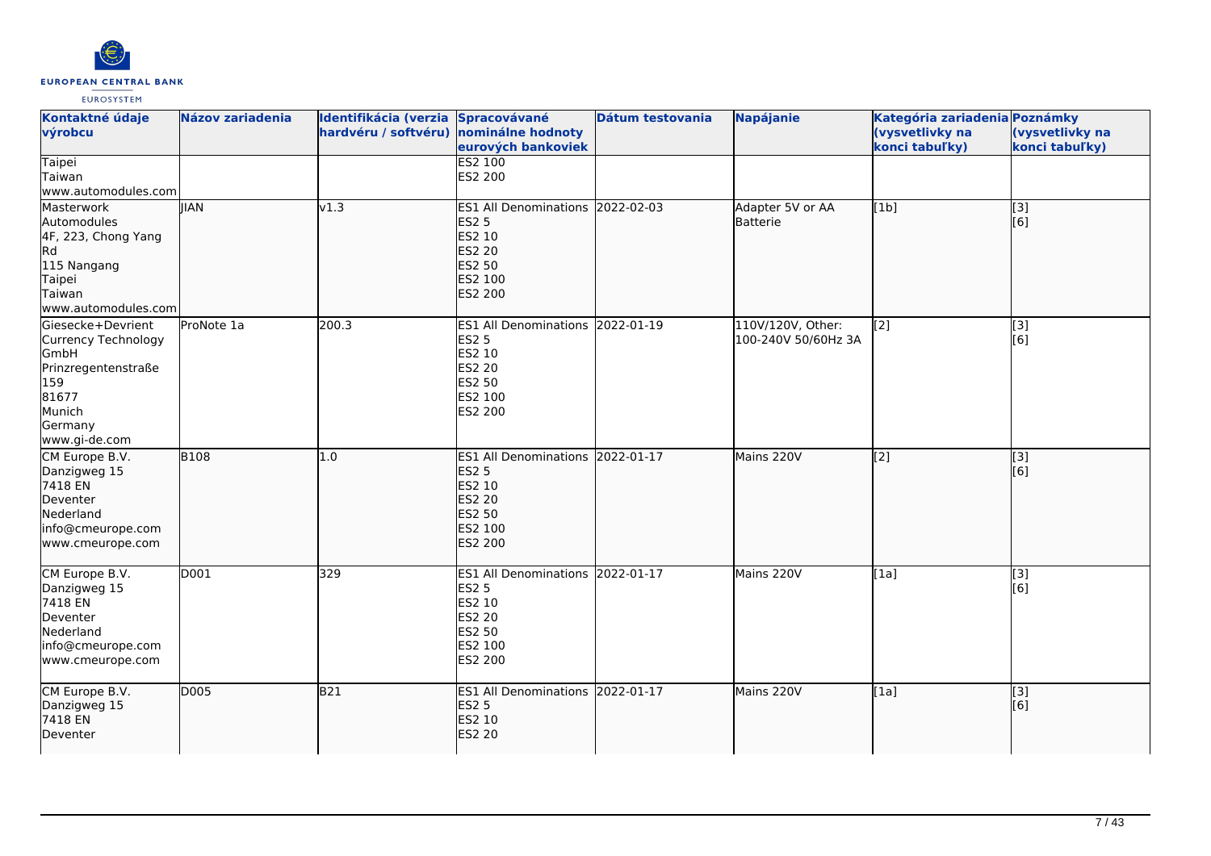| Kontaktné údaje výrobcu | Názov zariadenia | Identifikácia (verzia hardvéru / softvéru) | Spracovávané nominálne hodnoty eurových bankoviek | Dátum testovania | Napájanie | Kategória zariadenia (vysvetlivky na konci tabuľky) | Poznámky (vysvetlivky na konci tabuľky) |
| --- | --- | --- | --- | --- | --- | --- | --- |
| Taipei<br>Taiwan<br>www.automodules.com | | | ES2 100<br>ES2 200 | | | | |
| Masterwork Automodules<br>4F, 223, Chong Yang Rd<br>115 Nangang<br>Taipei<br>Taiwan<br>www.automodules.com | JIAN | v1.3 | ES1 All Denominations<br>ES2 5<br>ES2 10<br>ES2 20<br>ES2 50<br>ES2 100<br>ES2 200 | 2022-02-03 | Adapter 5V or AA Batterie | [1b] | [3]<br>[6] |
| Giesecke+Devrient Currency Technology GmbH<br>Prinzregentenstraße 159<br>81677<br>Munich<br>Germany<br>www.gi-de.com | ProNote 1a | 200.3 | ES1 All Denominations<br>ES2 5<br>ES2 10<br>ES2 20<br>ES2 50<br>ES2 100<br>ES2 200 | 2022-01-19 | 110V/120V, Other: 100-240V 50/60Hz 3A | [2] | [3]<br>[6] |
| CM Europe B.V.<br>Danzigweg 15<br>7418 EN<br>Deventer<br>Nederland<br>info@cmeurope.com<br>www.cmeurope.com | B108 | 1.0 | ES1 All Denominations<br>ES2 5<br>ES2 10<br>ES2 20<br>ES2 50<br>ES2 100<br>ES2 200 | 2022-01-17 | Mains 220V | [2] | [3]<br>[6] |
| CM Europe B.V.<br>Danzigweg 15<br>7418 EN<br>Deventer<br>Nederland<br>info@cmeurope.com<br>www.cmeurope.com | D001 | 329 | ES1 All Denominations<br>ES2 5<br>ES2 10<br>ES2 20<br>ES2 50<br>ES2 100<br>ES2 200 | 2022-01-17 | Mains 220V | [1a] | [3]<br>[6] |
| CM Europe B.V.<br>Danzigweg 15<br>7418 EN<br>Deventer | D005 | B21 | ES1 All Denominations<br>ES2 5<br>ES2 10<br>ES2 20 | 2022-01-17 | Mains 220V | [1a] | [3]<br>[6] |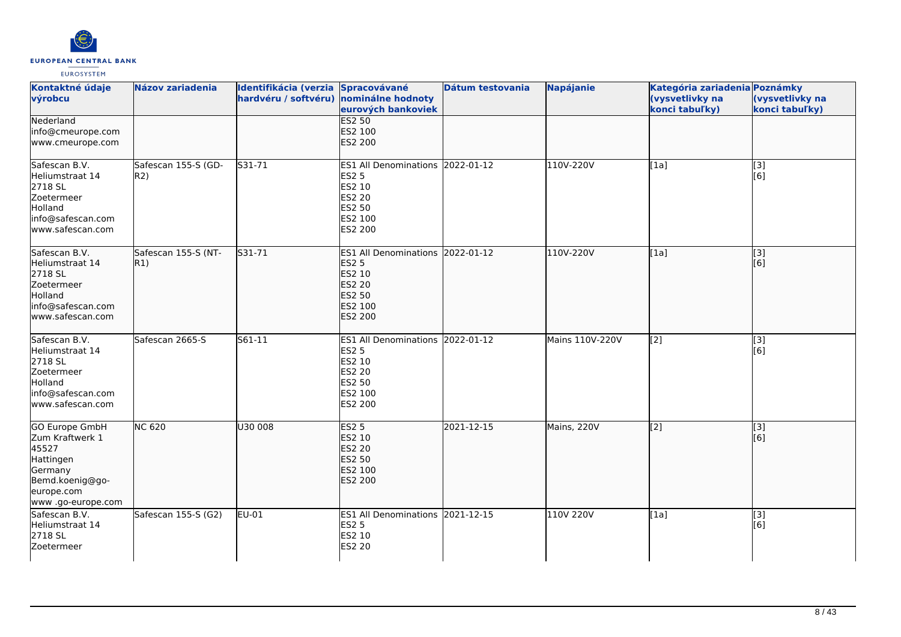| Kontaktné údaje výrobcu | Názov zariadenia | Identifikácia (verzia hardvéru / softvéru) | Spracovávané nominálne hodnoty eurových bankoviek | Dátum testovania | Napájanie | Kategória zariadenia (vysvetlivky na konci tabuľky) | Poznámky (vysvetlivky na konci tabuľky) |
|---|---|---|---|---|---|---|---|
| Nederland<br>info@cmeurope.com<br>www.cmeurope.com | | | ES2 50<br>ES2 100<br>ES2 200 | | | | |
| Safescan B.V.<br>Heliumstraat 14<br>2718 SL<br>Zoetermeer<br>Holland<br>info@safescan.com<br>www.safescan.com | Safescan 155-S (GD-R2) | S31-71 | ES1 All Denominations<br>ES2 5<br>ES2 10<br>ES2 20<br>ES2 50<br>ES2 100<br>ES2 200 | 2022-01-12 | 110V-220V | [1a] | [3]<br>[6] |
| Safescan B.V.<br>Heliumstraat 14<br>2718 SL<br>Zoetermeer<br>Holland<br>info@safescan.com<br>www.safescan.com | Safescan 155-S (NT-R1) | S31-71 | ES1 All Denominations<br>ES2 5<br>ES2 10<br>ES2 20<br>ES2 50<br>ES2 100<br>ES2 200 | 2022-01-12 | 110V-220V | [1a] | [3]<br>[6] |
| Safescan B.V.<br>Heliumstraat 14<br>2718 SL<br>Zoetermeer<br>Holland<br>info@safescan.com<br>www.safescan.com | Safescan 2665-S | S61-11 | ES1 All Denominations<br>ES2 5<br>ES2 10<br>ES2 20<br>ES2 50<br>ES2 100<br>ES2 200 | 2022-01-12 | Mains 110V-220V | [2] | [3]<br>[6] |
| GO Europe GmbH<br>Zum Kraftwerk 1<br>45527<br>Hattingen<br>Germany<br>Bemd.koenig@go-europe.com<br>www .go-europe.com | NC 620 | U30 008 | ES2 5<br>ES2 10<br>ES2 20<br>ES2 50<br>ES2 100<br>ES2 200 | 2021-12-15 | Mains, 220V | [2] | [3]<br>[6] |
| Safescan B.V.<br>Heliumstraat 14<br>2718 SL<br>Zoetermeer | Safescan 155-S (G2) | EU-01 | ES1 All Denominations<br>ES2 5<br>ES2 10<br>ES2 20 | 2021-12-15 | 110V 220V | [1a] | [3]<br>[6] |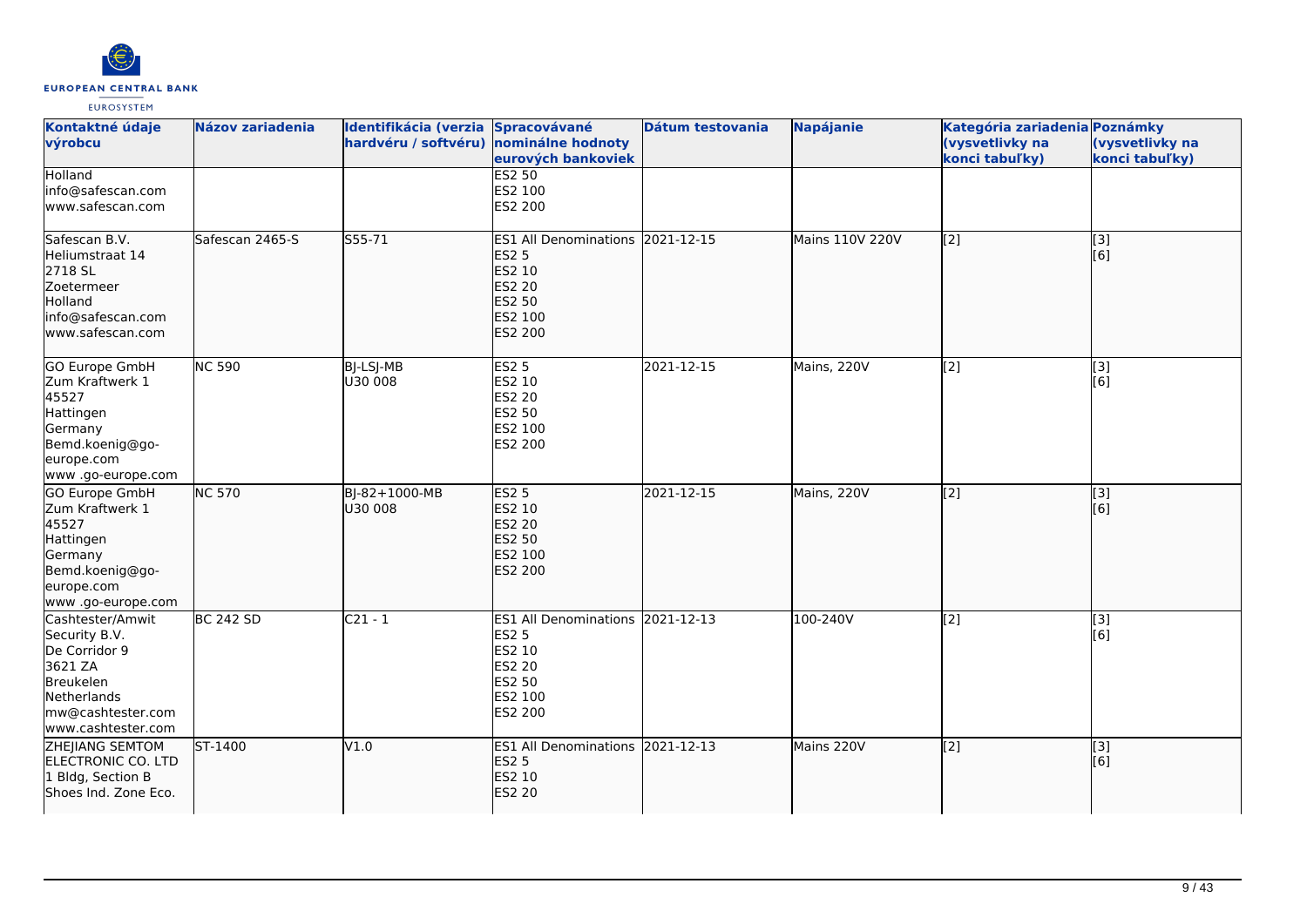| Kontaktné údaje výrobcu | Názov zariadenia | Identifikácia (verzia hardvéru / softvéru) | Spracovávané nominálne hodnoty eurových bankoviek | Dátum testovania | Napájanie | Kategória zariadenia (vysvetlivky na konci tabuľky) | Poznámky (vysvetlivky na konci tabuľky) |
| --- | --- | --- | --- | --- | --- | --- | --- |
| Holland<br>info@safescan.com<br>www.safescan.com | | | ES2 50<br>ES2 100<br>ES2 200 | | | | |
| Safescan B.V.<br>Heliumstraat 14<br>2718 SL<br>Zoetermeer<br>Holland<br>info@safescan.com<br>www.safescan.com | Safescan 2465-S | S55-71 | ES1 All Denominations<br>ES2 5<br>ES2 10<br>ES2 20<br>ES2 50<br>ES2 100<br>ES2 200 | 2021-12-15 | Mains 110V 220V | [2] | [3]<br>[6] |
| GO Europe GmbH<br>Zum Kraftwerk 1<br>45527<br>Hattingen<br>Germany<br>Bemd.koenig@go-europe.com<br>www .go-europe.com | NC 590 | BJ-LSJ-MB<br>U30 008 | ES2 5<br>ES2 10<br>ES2 20<br>ES2 50<br>ES2 100<br>ES2 200 | 2021-12-15 | Mains, 220V | [2] | [3]<br>[6] |
| GO Europe GmbH<br>Zum Kraftwerk 1<br>45527<br>Hattingen<br>Germany<br>Bemd.koenig@go-europe.com<br>www .go-europe.com | NC 570 | BJ-82+1000-MB<br>U30 008 | ES2 5<br>ES2 10<br>ES2 20<br>ES2 50<br>ES2 100<br>ES2 200 | 2021-12-15 | Mains, 220V | [2] | [3]<br>[6] |
| Cashtester/Amwit Security B.V.<br>De Corridor 9<br>3621 ZA<br>Breukelen<br>Netherlands<br>mw@cashtester.com<br>www.cashtester.com | BC 242 SD | C21 - 1 | ES1 All Denominations<br>ES2 5<br>ES2 10<br>ES2 20<br>ES2 50<br>ES2 100<br>ES2 200 | 2021-12-13 | 100-240V | [2] | [3]<br>[6] |
| ZHEJIANG SEMTOM ELECTRONIC CO. LTD<br>1 Bldg, Section B<br>Shoes Ind. Zone Eco. | ST-1400 | V1.0 | ES1 All Denominations<br>ES2 5<br>ES2 10<br>ES2 20 | 2021-12-13 | Mains 220V | [2] | [3]<br>[6] |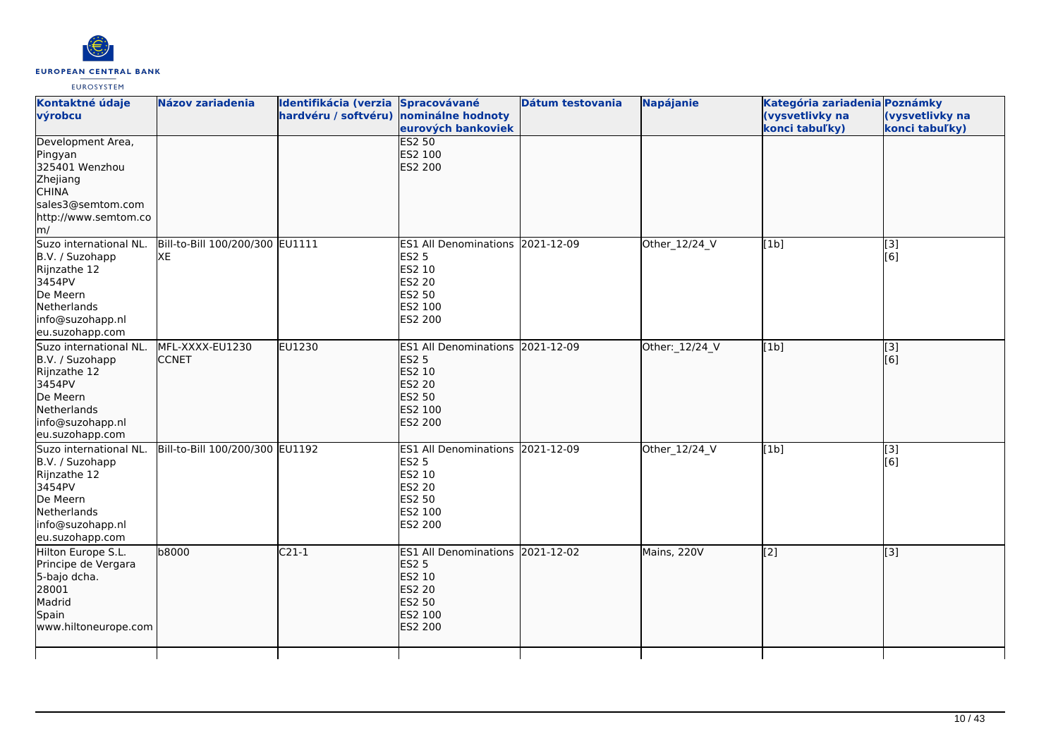| Kontaktné údaje výrobcu | Názov zariadenia | Identifikácia (verzia hardvéru / softvéru) | Spracovávané nominálne hodnoty eurových bankoviek | Dátum testovania | Napájanie | Kategória zariadenia (vysvetlivky na konci tabuľky) | Poznámky (vysvetlivky na konci tabuľky) |
|---|---|---|---|---|---|---|---|
| Development Area,<br>Pingyan<br>325401 Wenzhou<br>Zhejiang<br>CHINA<br>sales3@semtom.com<br>http://www.semtom.com/ | | | ES2 50<br>ES2 100<br>ES2 200 | | | | |
| Suzo international NL. B.V. / Suzohapp<br>Rijnzathe 12<br>3454PV<br>De Meern<br>Netherlands<br>info@suzohapp.nl<br>eu.suzohapp.com | Bill-to-Bill 100/200/300 XE | EU1111 | ES1 All Denominations<br>ES2 5<br>ES2 10<br>ES2 20<br>ES2 50<br>ES2 100<br>ES2 200 | 2021-12-09 | Other_12/24_V | [1b] | [3]<br>[6] |
| Suzo international NL. B.V. / Suzohapp<br>Rijnzathe 12<br>3454PV<br>De Meern<br>Netherlands<br>info@suzohapp.nl<br>eu.suzohapp.com | MFL-XXXX-EU1230 CCNET | EU1230 | ES1 All Denominations<br>ES2 5<br>ES2 10<br>ES2 20<br>ES2 50<br>ES2 100<br>ES2 200 | 2021-12-09 | Other:_12/24_V | [1b] | [3]<br>[6] |
| Suzo international NL. B.V. / Suzohapp<br>Rijnzathe 12<br>3454PV<br>De Meern<br>Netherlands<br>info@suzohapp.nl<br>eu.suzohapp.com | Bill-to-Bill 100/200/300 | EU1192 | ES1 All Denominations<br>ES2 5<br>ES2 10<br>ES2 20<br>ES2 50<br>ES2 100<br>ES2 200 | 2021-12-09 | Other_12/24_V | [1b] | [3]<br>[6] |
| Hilton Europe S.L.<br>Principe de Vergara<br>5-bajo dcha.<br>28001<br>Madrid<br>Spain<br>www.hiltoneurope.com | b8000 | C21-1 | ES1 All Denominations<br>ES2 5<br>ES2 10<br>ES2 20<br>ES2 50<br>ES2 100<br>ES2 200 | 2021-12-02 | Mains, 220V | [2] | [3] |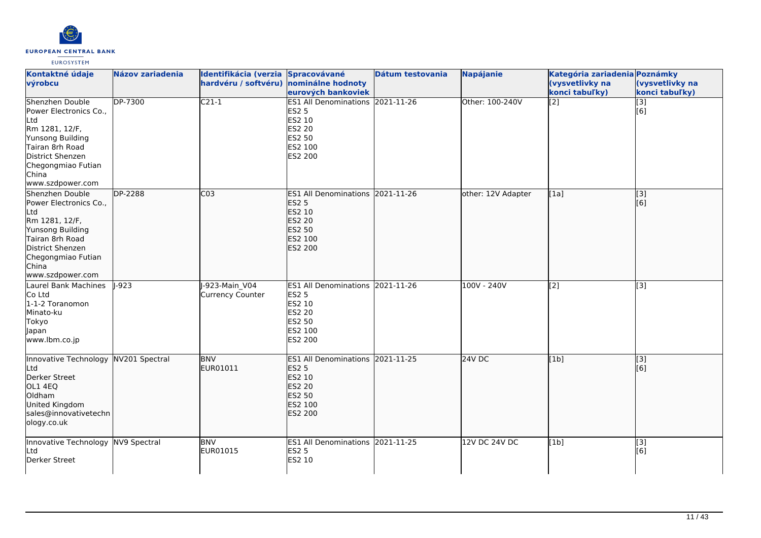| Kontaktné údaje výrobcu | Názov zariadenia | Identifikácia (verzia hardvéru / softvéru) | Spracovávané nominálne hodnoty eurových bankoviek | Dátum testovania | Napájanie | Kategória zariadenia (vysvetlivky na konci tabuľky) | Poznámky (vysvetlivky na konci tabuľky) |
|---|---|---|---|---|---|---|---|
| Shenzhen Double Power Electronics Co., Ltd<br>Rm 1281, 12/F,<br>Yunsong Building<br>Tairan 8rh Road<br>District Shenzen<br>Chegongmiao Futian<br>China<br>www.szdpower.com | DP-7300 | C21-1 | ES1 All Denominations<br>ES2 5<br>ES2 10<br>ES2 20<br>ES2 50<br>ES2 100<br>ES2 200 | 2021-11-26 | Other: 100-240V | [2] | [3]<br>[6] |
| Shenzhen Double Power Electronics Co., Ltd<br>Rm 1281, 12/F,<br>Yunsong Building<br>Tairan 8rh Road<br>District Shenzen<br>Chegongmiao Futian<br>China<br>www.szdpower.com | DP-2288 | C03 | ES1 All Denominations<br>ES2 5<br>ES2 10<br>ES2 20<br>ES2 50<br>ES2 100<br>ES2 200 | 2021-11-26 | other: 12V Adapter | [1a] | [3]<br>[6] |
| Laurel Bank Machines Co Ltd<br>1-1-2 Toranomon<br>Minato-ku<br>Tokyo<br>Japan<br>www.lbm.co.jp | J-923 | J-923-Main_V04 Currency Counter | ES1 All Denominations<br>ES2 5<br>ES2 10<br>ES2 20<br>ES2 50<br>ES2 100<br>ES2 200 | 2021-11-26 | 100V - 240V | [2] | [3] |
| Innovative Technology Ltd<br>Derker Street<br>OL1 4EQ<br>Oldham<br>United Kingdom<br>sales@innovativetechnology.co.uk | NV201 Spectral | BNV<br>EUR01011 | ES1 All Denominations<br>ES2 5<br>ES2 10<br>ES2 20<br>ES2 50<br>ES2 100<br>ES2 200 | 2021-11-25 | 24V DC | [1b] | [3]<br>[6] |
| Innovative Technology Ltd<br>Derker Street | NV9 Spectral | BNV<br>EUR01015 | ES1 All Denominations<br>ES2 5<br>ES2 10 | 2021-11-25 | 12V DC 24V DC | [1b] | [3]<br>[6] |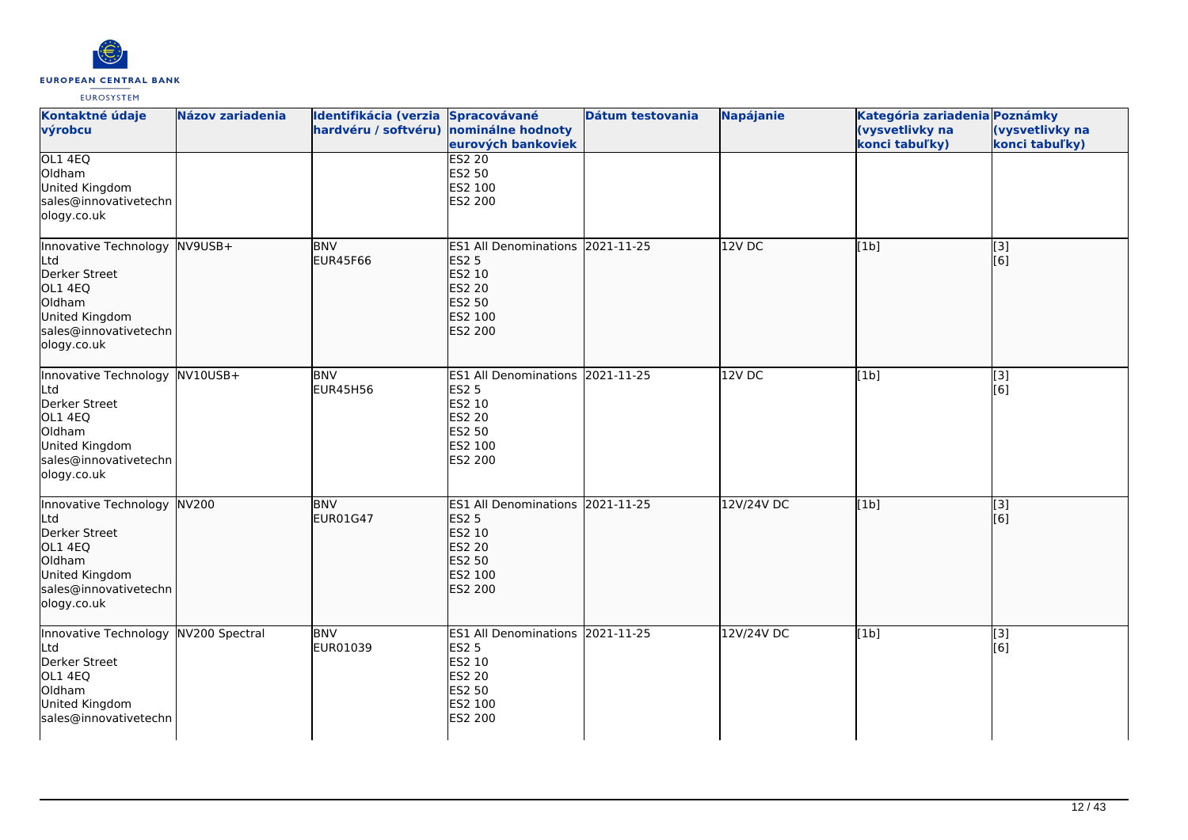| Kontaktné údaje výrobcu | Názov zariadenia | Identifikácia (verzia hardvéru / softvéru) | Spracovávané nominálne hodnoty eurových bankoviek | Dátum testovania | Napájanie | Kategória zariadenia (vysvetlivky na konci tabuľky) | Poznámky (vysvetlivky na konci tabuľky) |
|---|---|---|---|---|---|---|---|
| OL1 4EQ<br>Oldham<br>United Kingdom<br>sales@innovativetechnology.co.uk | | | ES2 20<br>ES2 50<br>ES2 100<br>ES2 200 | | | | |
| Innovative Technology Ltd<br>Derker Street<br>OL1 4EQ<br>Oldham<br>United Kingdom<br>sales@innovativetechnology.co.uk | NV9USB+ | BNV<br>EUR45F66 | ES1 All Denominations<br>ES2 5<br>ES2 10<br>ES2 20<br>ES2 50<br>ES2 100<br>ES2 200 | 2021-11-25 | 12V DC | [1b] | [3]<br>[6] |
| Innovative Technology Ltd<br>Derker Street<br>OL1 4EQ<br>Oldham<br>United Kingdom<br>sales@innovativetechnology.co.uk | NV10USB+ | BNV<br>EUR45H56 | ES1 All Denominations<br>ES2 5<br>ES2 10<br>ES2 20<br>ES2 50<br>ES2 100<br>ES2 200 | 2021-11-25 | 12V DC | [1b] | [3]<br>[6] |
| Innovative Technology Ltd<br>Derker Street<br>OL1 4EQ<br>Oldham<br>United Kingdom<br>sales@innovativetechnology.co.uk | NV200 | BNV<br>EUR01G47 | ES1 All Denominations<br>ES2 5<br>ES2 10<br>ES2 20<br>ES2 50<br>ES2 100<br>ES2 200 | 2021-11-25 | 12V/24V DC | [1b] | [3]<br>[6] |
| Innovative Technology Ltd<br>Derker Street<br>OL1 4EQ<br>Oldham<br>United Kingdom<br>sales@innovativetechn | NV200 Spectral | BNV<br>EUR01039 | ES1 All Denominations<br>ES2 5<br>ES2 10<br>ES2 20<br>ES2 50<br>ES2 100<br>ES2 200 | 2021-11-25 | 12V/24V DC | [1b] | [3]<br>[6] |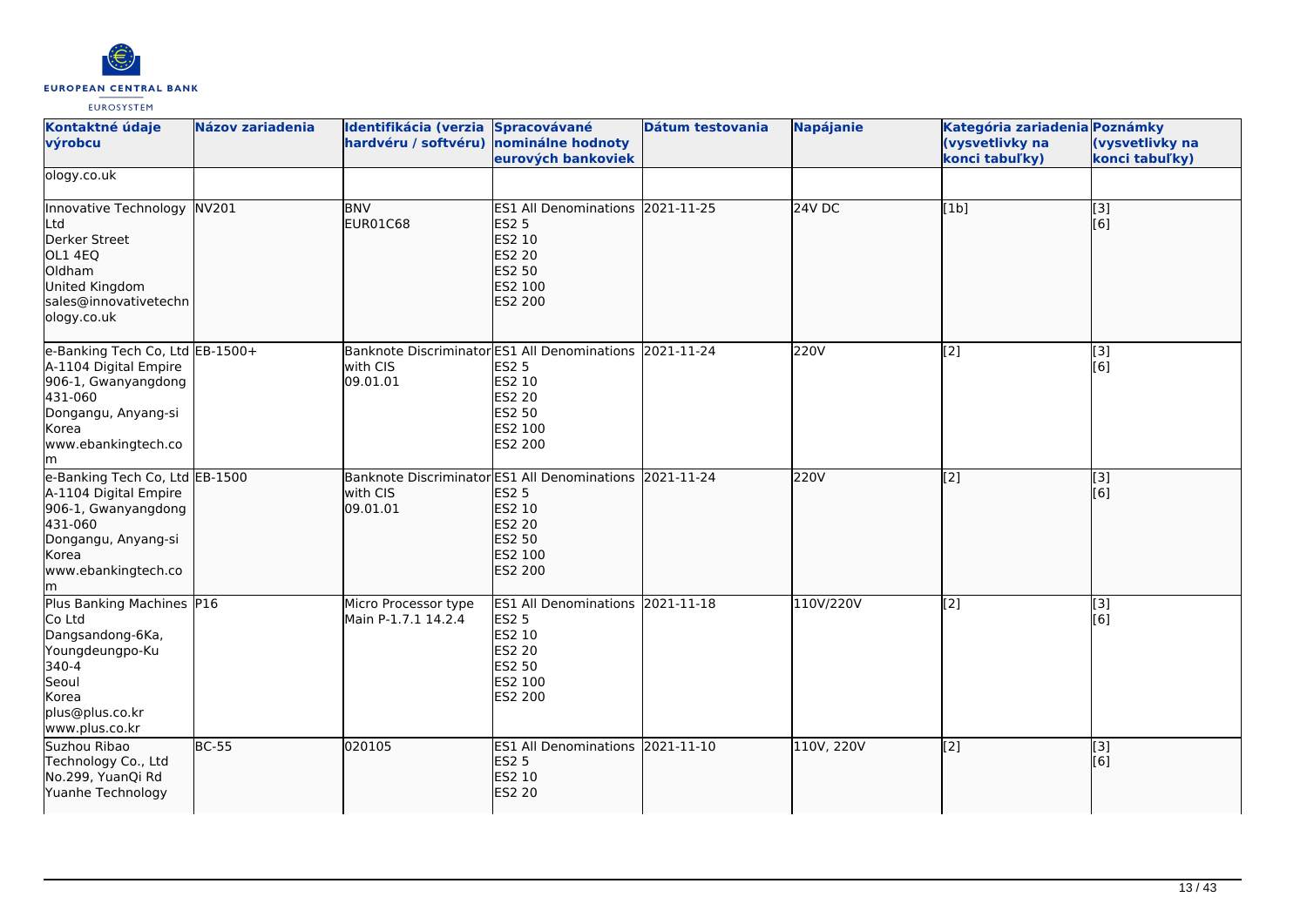| Kontaktné údaje výrobcu | Názov zariadenia | Identifikácia (verzia hardvéru / softvéru) | Spracovávané nominálne hodnoty eurových bankoviek | Dátum testovania | Napájanie | Kategória zariadenia (vysvetlivky na konci tabuľky) | Poznámky (vysvetlivky na konci tabuľky) |
|---|---|---|---|---|---|---|---|
| ology.co.uk | | | | | | | |
| Innovative Technology Ltd<br>Derker Street<br>OL1 4EQ<br>Oldham<br>United Kingdom<br>sales@innovativetechnology.co.uk | NV201 | BNV<br>EUR01C68 | ES1 All Denominations<br>ES2 5<br>ES2 10<br>ES2 20<br>ES2 50<br>ES2 100<br>ES2 200 | 2021-11-25 | 24V DC | [1b] | [3]<br>[6] |
| e-Banking Tech Co, Ltd<br>A-1104 Digital Empire<br>906-1, Gwanyangdong<br>431-060<br>Dongangu, Anyang-si<br>Korea<br>www.ebankingtech.com | EB-1500+ | Banknote Discriminator with CIS<br>09.01.01 | ES1 All Denominations<br>ES2 5<br>ES2 10<br>ES2 20<br>ES2 50<br>ES2 100<br>ES2 200 | 2021-11-24 | 220V | [2] | [3]<br>[6] |
| e-Banking Tech Co, Ltd<br>A-1104 Digital Empire<br>906-1, Gwanyangdong<br>431-060<br>Dongangu, Anyang-si<br>Korea<br>www.ebankingtech.com | EB-1500 | Banknote Discriminator with CIS<br>09.01.01 | ES1 All Denominations<br>ES2 5<br>ES2 10<br>ES2 20<br>ES2 50<br>ES2 100<br>ES2 200 | 2021-11-24 | 220V | [2] | [3]<br>[6] |
| Plus Banking Machines Co Ltd<br>Dangsandong-6Ka,<br>Youngdeungpo-Ku<br>340-4<br>Seoul<br>Korea<br>plus@plus.co.kr<br>www.plus.co.kr | P16 | Micro Processor type Main P-1.7.1 14.2.4 | ES1 All Denominations<br>ES2 5<br>ES2 10<br>ES2 20<br>ES2 50<br>ES2 100<br>ES2 200 | 2021-11-18 | 110V/220V | [2] | [3]<br>[6] |
| Suzhou Ribao Technology Co., Ltd<br>No.299, YuanQi Rd<br>Yuanhe Technology | BC-55 | 020105 | ES1 All Denominations<br>ES2 5<br>ES2 10<br>ES2 20 | 2021-11-10 | 110V, 220V | [2] | [3]<br>[6] |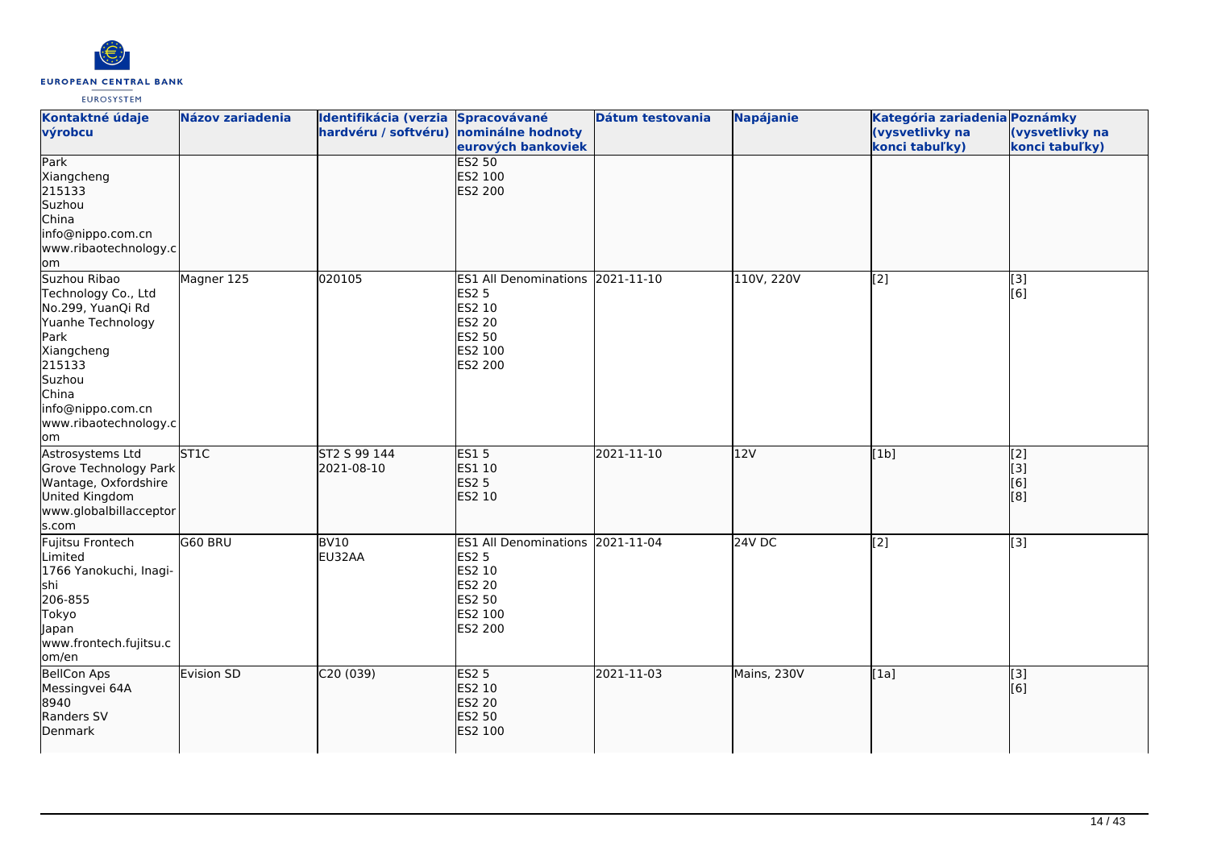| Kontaktné údaje výrobcu | Názov zariadenia | Identifikácia (verzia hardvéru / softvéru) | Spracovávané nominálne hodnoty eurových bankoviek | Dátum testovania | Napájanie | Kategória zariadenia (vysvetlivky na konci tabuľky) | Poznámky (vysvetlivky na konci tabuľky) |
|---|---|---|---|---|---|---|---|
| Park<br>Xiangcheng<br>215133<br>Suzhou<br>China<br>info@nippo.com.cn<br>www.ribaotechnology.com | | | ES2 50<br>ES2 100<br>ES2 200 | | | | |
| Suzhou Ribao Technology Co., Ltd<br>No.299, YuanQi Rd<br>Yuanhe Technology Park<br>Xiangcheng<br>215133<br>Suzhou<br>China<br>info@nippo.com.cn<br>www.ribaotechnology.com | Magner 125 | 020105 | ES1 All Denominations<br>ES2 5<br>ES2 10<br>ES2 20<br>ES2 50<br>ES2 100<br>ES2 200 | 2021-11-10 | 110V, 220V | [2] | [3]<br>[6] |
| Astrosystems Ltd<br>Grove Technology Park<br>Wantage, Oxfordshire<br>United Kingdom<br>www.globalbillacceptors.com | ST1C | ST2 S 99 144<br>2021-08-10 | ES1 5<br>ES1 10<br>ES2 5<br>ES2 10 | 2021-11-10 | 12V | [1b] | [2]<br>[3]<br>[6]<br>[8] |
| Fujitsu Frontech Limited<br>1766 Yanokuchi, Inagi-shi<br>206-855<br>Tokyo<br>Japan<br>www.frontech.fujitsu.com/en | G60 BRU | BV10<br>EU32AA | ES1 All Denominations<br>ES2 5<br>ES2 10<br>ES2 20<br>ES2 50<br>ES2 100<br>ES2 200 | 2021-11-04 | 24V DC | [2] | [3] |
| BellCon Aps<br>Messingvei 64A<br>8940<br>Randers SV<br>Denmark | Evision SD | C20 (039) | ES2 5<br>ES2 10<br>ES2 20<br>ES2 50<br>ES2 100 | 2021-11-03 | Mains, 230V | [1a] | [3]<br>[6] |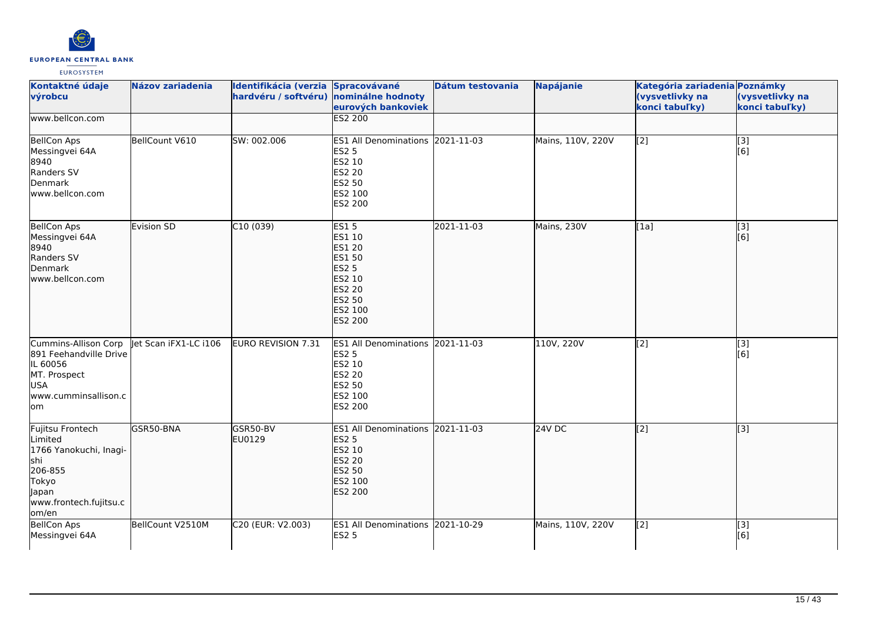| Kontaktné údaje výrobcu | Názov zariadenia | Identifikácia (verzia hardvéru / softvéru) | Spracovávané nominálne hodnoty eurových bankoviek | Dátum testovania | Napájanie | Kategória zariadenia (vysvetlivky na konci tabuľky) | Poznámky (vysvetlivky na konci tabuľky) |
|---|---|---|---|---|---|---|---|
| www.bellcon.com | | | ES2 200 | | | | |
| BellCon Aps<br>Messingvei 64A<br>8940<br>Randers SV<br>Denmark<br>www.bellcon.com | BellCount V610 | SW: 002.006 | ES1 All Denominations<br>ES2 5<br>ES2 10<br>ES2 20<br>ES2 50<br>ES2 100<br>ES2 200 | 2021-11-03 | Mains, 110V, 220V | [2] | [3]<br>[6] |
| BellCon Aps<br>Messingvei 64A<br>8940<br>Randers SV<br>Denmark<br>www.bellcon.com | Evision SD | C10 (039) | ES1 5<br>ES1 10<br>ES1 20<br>ES1 50<br>ES2 5<br>ES2 10<br>ES2 20<br>ES2 50<br>ES2 100<br>ES2 200 | 2021-11-03 | Mains, 230V | [1a] | [3]<br>[6] |
| Cummins-Allison Corp<br>891 Feehandville Drive<br>IL 60056<br>MT. Prospect<br>USA<br>www.cumminsallison.com | Jet Scan iFX1-LC i106 | EURO REVISION 7.31 | ES1 All Denominations<br>ES2 5<br>ES2 10<br>ES2 20<br>ES2 50<br>ES2 100<br>ES2 200 | 2021-11-03 | 110V, 220V | [2] | [3]<br>[6] |
| Fujitsu Frontech Limited<br>1766 Yanokuchi, Inagi-shi<br>206-855<br>Tokyo<br>Japan<br>www.frontech.fujitsu.com/en | GSR50-BNA | GSR50-BV<br>EU0129 | ES1 All Denominations<br>ES2 5<br>ES2 10<br>ES2 20<br>ES2 50<br>ES2 100<br>ES2 200 | 2021-11-03 | 24V DC | [2] | [3] |
| BellCon Aps<br>Messingvei 64A | BellCount V2510M | C20 (EUR: V2.003) | ES1 All Denominations<br>ES2 5 | 2021-10-29 | Mains, 110V, 220V | [2] | [3]<br>[6] |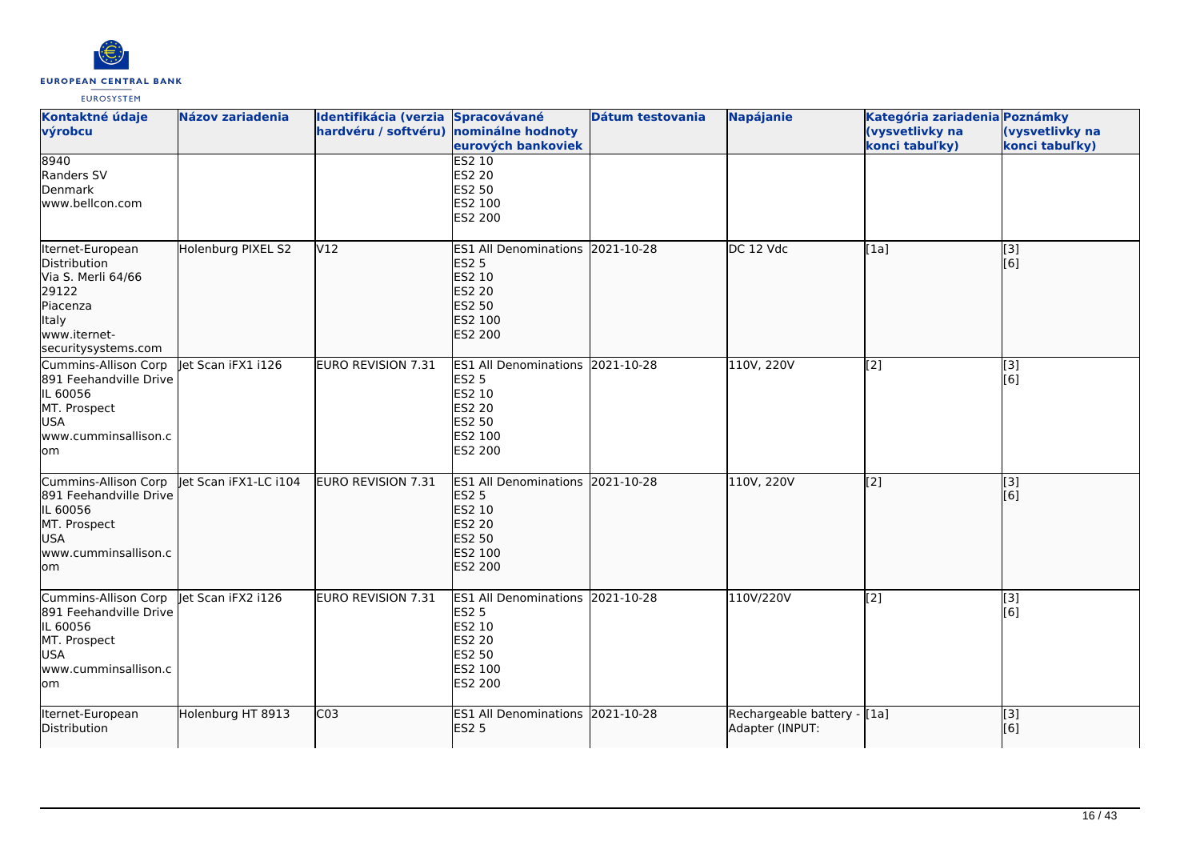| Kontaktné údaje výrobcu | Názov zariadenia | Identifikácia (verzia hardvéru / softvéru) | Spracovávané nominálne hodnoty eurových bankoviek | Dátum testovania | Napájanie | Kategória zariadenia (vysvetlivky na konci tabuľky) | Poznámky (vysvetlivky na konci tabuľky) |
|---|---|---|---|---|---|---|---|
| 8940<br>Randers SV<br>Denmark<br>www.bellcon.com | | | ES2 10<br>ES2 20<br>ES2 50<br>ES2 100<br>ES2 200 | | | | |
| Iternet-European Distribution<br>Via S. Merli 64/66<br>29122<br>Piacenza<br>Italy<br>www.iternet-securitysystems.com | Holenburg PIXEL S2 | V12 | ES1 All Denominations<br>ES2 5<br>ES2 10<br>ES2 20<br>ES2 50<br>ES2 100<br>ES2 200 | 2021-10-28 | DC 12 Vdc | [1a] | [3]<br>[6] |
| Cummins-Allison Corp<br>891 Feehandville Drive<br>IL 60056<br>MT. Prospect<br>USA<br>www.cumminsallison.com | Jet Scan iFX1 i126 | EURO REVISION 7.31 | ES1 All Denominations<br>ES2 5<br>ES2 10<br>ES2 20<br>ES2 50<br>ES2 100<br>ES2 200 | 2021-10-28 | 110V, 220V | [2] | [3]<br>[6] |
| Cummins-Allison Corp<br>891 Feehandville Drive<br>IL 60056<br>MT. Prospect<br>USA<br>www.cumminsallison.com | Jet Scan iFX1-LC i104 | EURO REVISION 7.31 | ES1 All Denominations<br>ES2 5<br>ES2 10<br>ES2 20<br>ES2 50<br>ES2 100<br>ES2 200 | 2021-10-28 | 110V, 220V | [2] | [3]<br>[6] |
| Cummins-Allison Corp<br>891 Feehandville Drive<br>IL 60056<br>MT. Prospect<br>USA<br>www.cumminsallison.com | Jet Scan iFX2 i126 | EURO REVISION 7.31 | ES1 All Denominations<br>ES2 5<br>ES2 10<br>ES2 20<br>ES2 50<br>ES2 100<br>ES2 200 | 2021-10-28 | 110V/220V | [2] | [3]<br>[6] |
| Iternet-European Distribution | Holenburg HT 8913 | C03 | ES1 All Denominations<br>ES2 5 | 2021-10-28 | Rechargeable battery - Adapter (INPUT: | [1a] | [3]<br>[6] |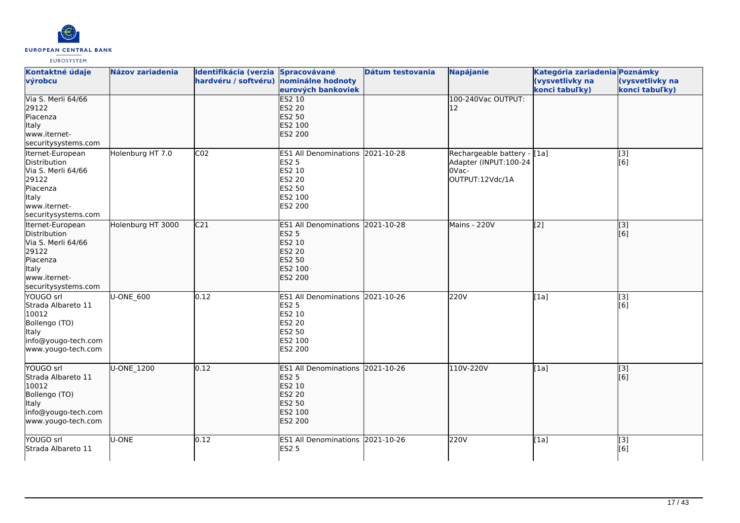| Kontaktné údaje výrobcu | Názov zariadenia | Identifikácia (verzia hardvéru / softvéru) | Spracovávané nominálne hodnoty eurových bankoviek | Dátum testovania | Napájanie | Kategória zariadenia (vysvetlivky na konci tabuľky) | Poznámky (vysvetlivky na konci tabuľky) |
| --- | --- | --- | --- | --- | --- | --- | --- |
| Via S. Merli 64/66<br>29122<br>Piacenza<br>Italy<br>www.iternet-securitysystems.com | | | ES2 10<br>ES2 20<br>ES2 50<br>ES2 100<br>ES2 200 | | 100-240Vac OUTPUT: 12 | | |
| Iternet-European Distribution<br>Via S. Merli 64/66<br>29122<br>Piacenza<br>Italy<br>www.iternet-securitysystems.com | Holenburg HT 7.0 | C02 | ES1 All Denominations<br>ES2 5<br>ES2 10<br>ES2 20<br>ES2 50<br>ES2 100<br>ES2 200 | 2021-10-28 | Rechargeable battery - Adapter (INPUT:100-240Vac-OUTPUT:12Vdc/1A | [1a] | [3]<br>[6] |
| Iternet-European Distribution<br>Via S. Merli 64/66<br>29122<br>Piacenza<br>Italy<br>www.iternet-securitysystems.com | Holenburg HT 3000 | C21 | ES1 All Denominations<br>ES2 5<br>ES2 10<br>ES2 20<br>ES2 50<br>ES2 100<br>ES2 200 | 2021-10-28 | Mains - 220V | [2] | [3]<br>[6] |
| YOUGO srl<br>Strada Albareto 11<br>10012<br>Bollengo (TO)<br>Italy<br>info@yougo-tech.com<br>www.yougo-tech.com | U-ONE_600 | 0.12 | ES1 All Denominations<br>ES2 5<br>ES2 10<br>ES2 20<br>ES2 50<br>ES2 100<br>ES2 200 | 2021-10-26 | 220V | [1a] | [3]<br>[6] |
| YOUGO srl<br>Strada Albareto 11<br>10012<br>Bollengo (TO)<br>Italy<br>info@yougo-tech.com<br>www.yougo-tech.com | U-ONE_1200 | 0.12 | ES1 All Denominations<br>ES2 5<br>ES2 10<br>ES2 20<br>ES2 50<br>ES2 100<br>ES2 200 | 2021-10-26 | 110V-220V | [1a] | [3]<br>[6] |
| YOUGO srl<br>Strada Albareto 11 | U-ONE | 0.12 | ES1 All Denominations<br>ES2 5 | 2021-10-26 | 220V | [1a] | [3]<br>[6] |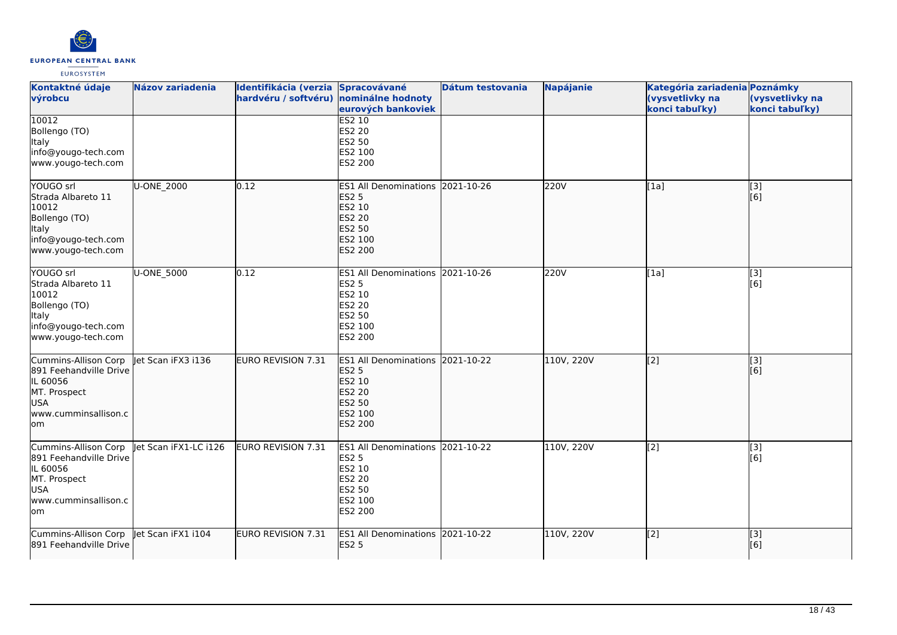| Kontaktné údaje výrobcu | Názov zariadenia | Identifikácia (verzia hardvéru / softvéru) | Spracovávané nominálne hodnoty eurových bankoviek | Dátum testovania | Napájanie | Kategória zariadenia (vysvetlivky na konci tabuľky) | Poznámky (vysvetlivky na konci tabuľky) |
| --- | --- | --- | --- | --- | --- | --- | --- |
| 10012<br>Bollengo (TO)<br>Italy<br>info@yougo-tech.com<br>www.yougo-tech.com | | | ES2 10<br>ES2 20<br>ES2 50<br>ES2 100<br>ES2 200 | | | | |
| YOUGO srl<br>Strada Albareto 11<br>10012<br>Bollengo (TO)<br>Italy<br>info@yougo-tech.com<br>www.yougo-tech.com | U-ONE_2000 | 0.12 | ES1 All Denominations<br>ES2 5<br>ES2 10<br>ES2 20<br>ES2 50<br>ES2 100<br>ES2 200 | 2021-10-26 | 220V | [1a] | [3]<br>[6] |
| YOUGO srl<br>Strada Albareto 11<br>10012<br>Bollengo (TO)<br>Italy<br>info@yougo-tech.com<br>www.yougo-tech.com | U-ONE_5000 | 0.12 | ES1 All Denominations<br>ES2 5<br>ES2 10<br>ES2 20<br>ES2 50<br>ES2 100<br>ES2 200 | 2021-10-26 | 220V | [1a] | [3]<br>[6] |
| Cummins-Allison Corp<br>891 Feehandville Drive<br>IL 60056<br>MT. Prospect<br>USA<br>www.cumminsallison.com | Jet Scan iFX3 i136 | EURO REVISION 7.31 | ES1 All Denominations<br>ES2 5<br>ES2 10<br>ES2 20<br>ES2 50<br>ES2 100<br>ES2 200 | 2021-10-22 | 110V, 220V | [2] | [3]<br>[6] |
| Cummins-Allison Corp<br>891 Feehandville Drive<br>IL 60056<br>MT. Prospect<br>USA<br>www.cumminsallison.com | Jet Scan iFX1-LC i126 | EURO REVISION 7.31 | ES1 All Denominations<br>ES2 5<br>ES2 10<br>ES2 20<br>ES2 50<br>ES2 100<br>ES2 200 | 2021-10-22 | 110V, 220V | [2] | [3]<br>[6] |
| Cummins-Allison Corp<br>891 Feehandville Drive | Jet Scan iFX1 i104 | EURO REVISION 7.31 | ES1 All Denominations<br>ES2 5 | 2021-10-22 | 110V, 220V | [2] | [3]<br>[6] |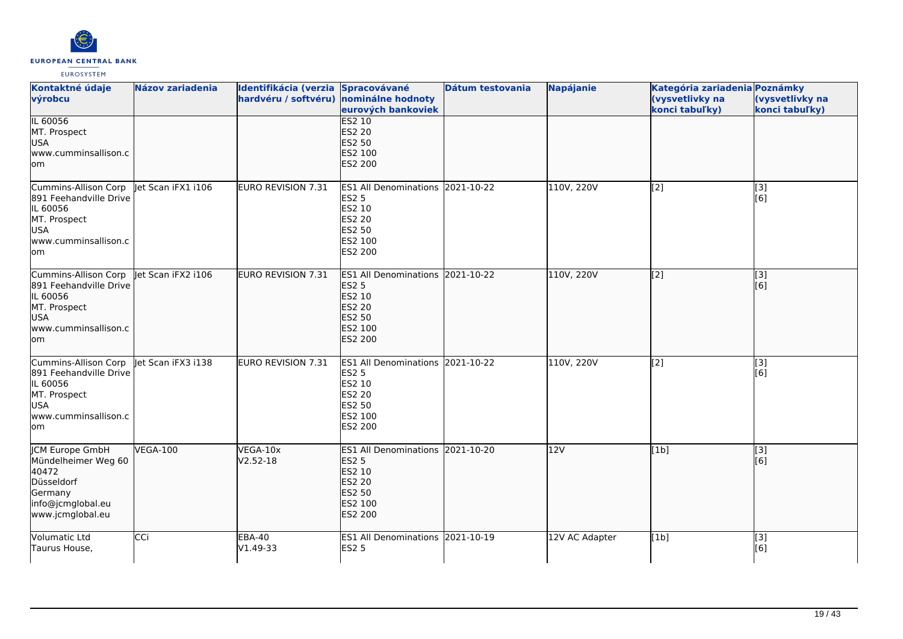| Kontaktné údaje výrobcu | Názov zariadenia | Identifikácia (verzia hardvéru / softvéru) | Spracovávané nominálne hodnoty eurových bankoviek | Dátum testovania | Napájanie | Kategória zariadenia (vysvetlivky na konci tabuľky) | Poznámky (vysvetlivky na konci tabuľky) |
|---|---|---|---|---|---|---|---|
| IL 60056<br>MT. Prospect<br>USA<br>www.cumminsallison.com | | | ES2 10<br>ES2 20<br>ES2 50<br>ES2 100<br>ES2 200 | | | | |
| Cummins-Allison Corp<br>891 Feehandville Drive<br>IL 60056<br>MT. Prospect<br>USA<br>www.cumminsallison.com | Jet Scan iFX1 i106 | EURO REVISION 7.31 | ES1 All Denominations<br>ES2 5<br>ES2 10<br>ES2 20<br>ES2 50<br>ES2 100<br>ES2 200 | 2021-10-22 | 110V, 220V | [2] | [3]<br>[6] |
| Cummins-Allison Corp<br>891 Feehandville Drive<br>IL 60056<br>MT. Prospect<br>USA<br>www.cumminsallison.com | Jet Scan iFX2 i106 | EURO REVISION 7.31 | ES1 All Denominations<br>ES2 5<br>ES2 10<br>ES2 20<br>ES2 50<br>ES2 100<br>ES2 200 | 2021-10-22 | 110V, 220V | [2] | [3]<br>[6] |
| Cummins-Allison Corp<br>891 Feehandville Drive<br>IL 60056<br>MT. Prospect<br>USA<br>www.cumminsallison.com | Jet Scan iFX3 i138 | EURO REVISION 7.31 | ES1 All Denominations<br>ES2 5<br>ES2 10<br>ES2 20<br>ES2 50<br>ES2 100<br>ES2 200 | 2021-10-22 | 110V, 220V | [2] | [3]<br>[6] |
| JCM Europe GmbH<br>Mündelheimer Weg 60<br>40472<br>Düsseldorf<br>Germany<br>info@jcmglobal.eu<br>www.jcmglobal.eu | VEGA-100 | VEGA-10x<br>V2.52-18 | ES1 All Denominations<br>ES2 5<br>ES2 10<br>ES2 20<br>ES2 50<br>ES2 100<br>ES2 200 | 2021-10-20 | 12V | [1b] | [3]<br>[6] |
| Volumatic Ltd<br>Taurus House, | CCi | EBA-40<br>V1.49-33 | ES1 All Denominations<br>ES2 5 | 2021-10-19 | 12V AC Adapter | [1b] | [3]<br>[6] |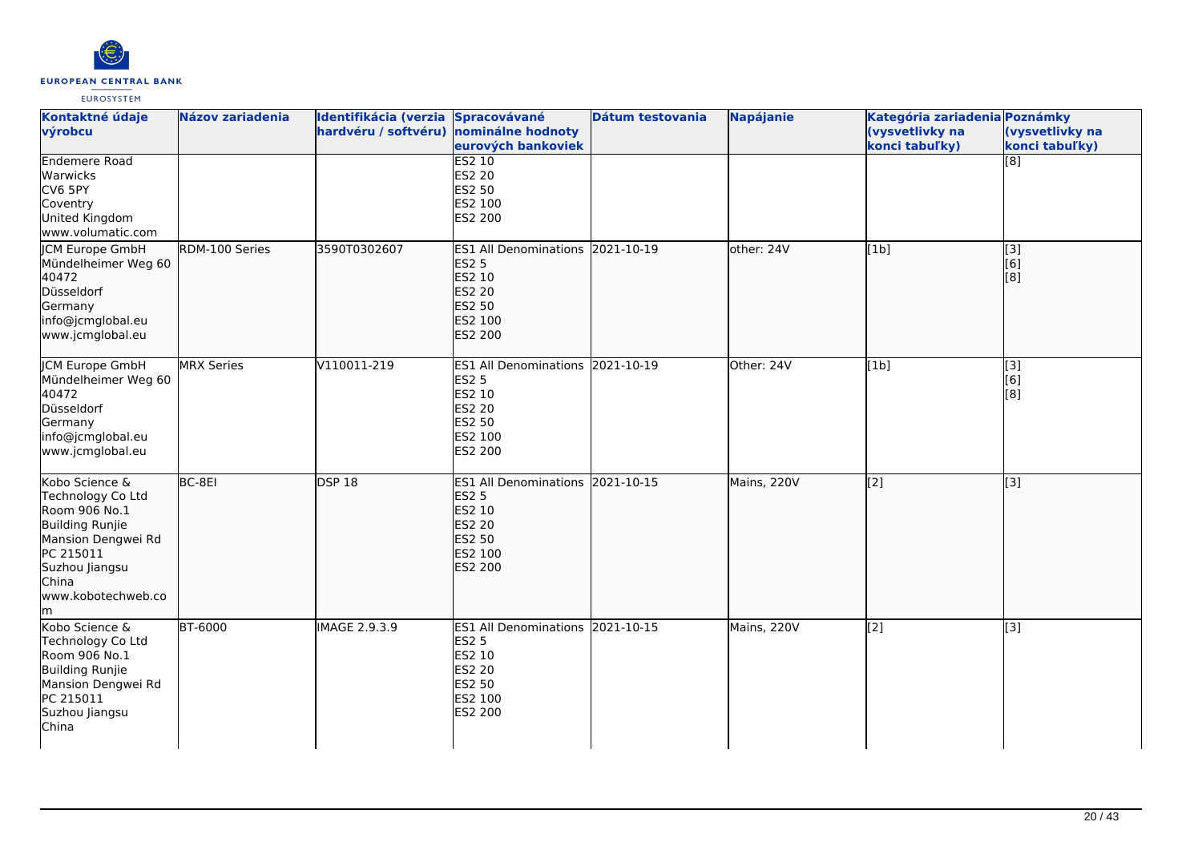| Kontaktné údaje výrobcu | Názov zariadenia | Identifikácia (verzia hardvéru / softvéru) | Spracovávané nominálne hodnoty eurových bankoviek | Dátum testovania | Napájanie | Kategória zariadenia (vysvetlivky na konci tabuľky) | Poznámky (vysvetlivky na konci tabuľky) |
|---|---|---|---|---|---|---|---|
| Endemere Road<br>Warwicks<br>CV6 5PY<br>Coventry<br>United Kingdom<br>www.volumatic.com | | | ES2 10<br>ES2 20<br>ES2 50<br>ES2 100<br>ES2 200 | | | | [8] |
| JCM Europe GmbH<br>Mündelheimer Weg 60<br>40472<br>Düsseldorf<br>Germany<br>info@jcmglobal.eu<br>www.jcmglobal.eu | RDM-100 Series | 3590T0302607 | ES1 All Denominations<br>ES2 5<br>ES2 10<br>ES2 20<br>ES2 50<br>ES2 100<br>ES2 200 | 2021-10-19 | other: 24V | [1b] | [3]<br>[6]<br>[8] |
| JCM Europe GmbH<br>Mündelheimer Weg 60<br>40472<br>Düsseldorf<br>Germany<br>info@jcmglobal.eu<br>www.jcmglobal.eu | MRX Series | V110011-219 | ES1 All Denominations<br>ES2 5<br>ES2 10<br>ES2 20<br>ES2 50<br>ES2 100<br>ES2 200 | 2021-10-19 | Other: 24V | [1b] | [3]<br>[6]<br>[8] |
| Kobo Science & Technology Co Ltd<br>Room 906 No.1<br>Building Runjie<br>Mansion Dengwei Rd<br>PC 215011<br>Suzhou Jiangsu<br>China<br>www.kobotechweb.com | BC-8EI | DSP 18 | ES1 All Denominations<br>ES2 5<br>ES2 10<br>ES2 20<br>ES2 50<br>ES2 100<br>ES2 200 | 2021-10-15 | Mains, 220V | [2] | [3] |
| Kobo Science & Technology Co Ltd<br>Room 906 No.1<br>Building Runjie<br>Mansion Dengwei Rd<br>PC 215011<br>Suzhou Jiangsu<br>China | BT-6000 | IMAGE 2.9.3.9 | ES1 All Denominations<br>ES2 5<br>ES2 10<br>ES2 20<br>ES2 50<br>ES2 100<br>ES2 200 | 2021-10-15 | Mains, 220V | [2] | [3] |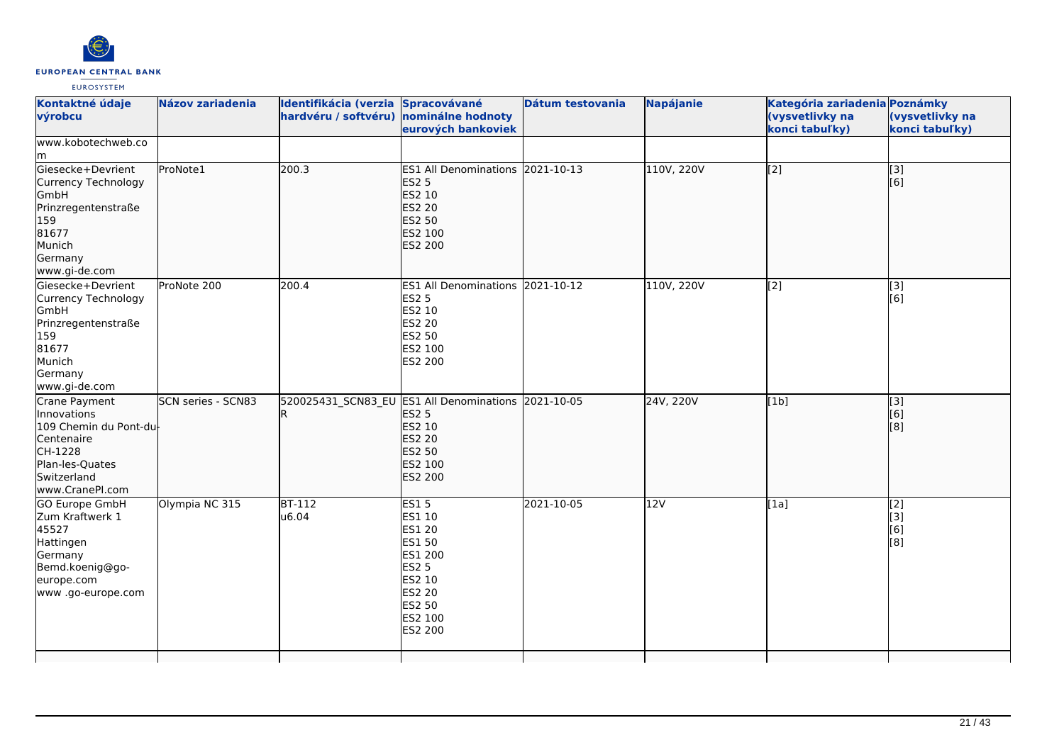| Kontaktné údaje výrobcu | Názov zariadenia | Identifikácia (verzia hardvéru / softvéru) | Spracovávané nominálne hodnoty eurových bankoviek | Dátum testovania | Napájanie | Kategória zariadenia (vysvetlivky na konci tabuľky) | Poznámky (vysvetlivky na konci tabuľky) |
|---|---|---|---|---|---|---|---|
| www.kobotechweb.com | | | | | | | |
| Giesecke+Devrient Currency Technology GmbH<br>Prinzregentenstraße 159<br>81677<br>Munich<br>Germany<br>www.gi-de.com | ProNote1 | 200.3 | ES1 All Denominations<br>ES2 5<br>ES2 10<br>ES2 20<br>ES2 50<br>ES2 100<br>ES2 200 | 2021-10-13 | 110V, 220V | [2] | [3]<br>[6] |
| Giesecke+Devrient Currency Technology GmbH<br>Prinzregentenstraße 159<br>81677<br>Munich<br>Germany<br>www.gi-de.com | ProNote 200 | 200.4 | ES1 All Denominations<br>ES2 5<br>ES2 10<br>ES2 20<br>ES2 50<br>ES2 100<br>ES2 200 | 2021-10-12 | 110V, 220V | [2] | [3]<br>[6] |
| Crane Payment Innovations<br>109 Chemin du Pont-du-Centenaire<br>CH-1228<br>Plan-les-Quates<br>Switzerland<br>www.CranePI.com | SCN series - SCN83 | 520025431_SCN83_EUR | ES1 All Denominations<br>ES2 5<br>ES2 10<br>ES2 20<br>ES2 50<br>ES2 100<br>ES2 200 | 2021-10-05 | 24V, 220V | [1b] | [3]<br>[6]<br>[8] |
| GO Europe GmbH<br>Zum Kraftwerk 1<br>45527<br>Hattingen<br>Germany<br>Bemd.koenig@go-europe.com<br>www .go-europe.com | Olympia NC 315 | BT-112<br>u6.04 | ES1 5<br>ES1 10<br>ES1 20<br>ES1 50<br>ES1 200<br>ES2 5<br>ES2 10<br>ES2 20<br>ES2 50<br>ES2 100<br>ES2 200 | 2021-10-05 | 12V | [1a] | [2]<br>[3]<br>[6]<br>[8] |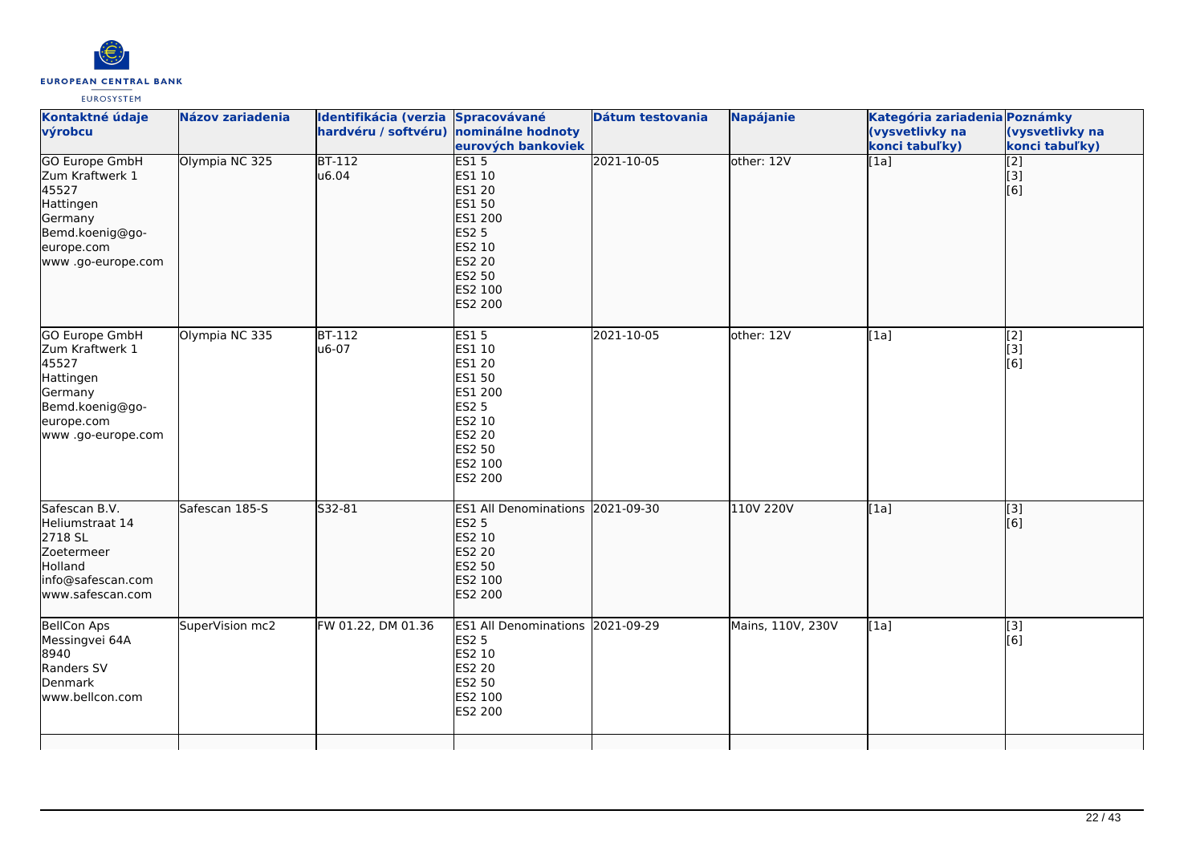| Kontaktné údaje výrobcu | Názov zariadenia | Identifikácia (verzia hardvéru / softvéru) | Spracovávané nominálne hodnoty eurových bankoviek | Dátum testovania | Napájanie | Kategória zariadenia (vysvetlivky na konci tabuľky) | Poznámky (vysvetlivky na konci tabuľky) |
|---|---|---|---|---|---|---|---|
| GO Europe GmbH<br>Zum Kraftwerk 1<br>45527<br>Hattingen<br>Germany<br>Bemd.koenig@go-europe.com<br>www .go-europe.com | Olympia NC 325 | BT-112<br>u6.04 | ES1 5<br>ES1 10<br>ES1 20<br>ES1 50<br>ES1 200<br>ES2 5<br>ES2 10<br>ES2 20<br>ES2 50<br>ES2 100<br>ES2 200 | 2021-10-05 | other: 12V | [1a] | [2]<br>[3]<br>[6] |
| GO Europe GmbH<br>Zum Kraftwerk 1<br>45527<br>Hattingen<br>Germany<br>Bemd.koenig@go-europe.com<br>www .go-europe.com | Olympia NC 335 | BT-112<br>u6-07 | ES1 5<br>ES1 10<br>ES1 20<br>ES1 50<br>ES1 200<br>ES2 5<br>ES2 10<br>ES2 20<br>ES2 50<br>ES2 100<br>ES2 200 | 2021-10-05 | other: 12V | [1a] | [2]<br>[3]<br>[6] |
| Safescan B.V.<br>Heliumstraat 14<br>2718 SL<br>Zoetermeer<br>Holland<br>info@safescan.com<br>www.safescan.com | Safescan 185-S | S32-81 | ES1 All Denominations<br>ES2 5<br>ES2 10<br>ES2 20<br>ES2 50<br>ES2 100<br>ES2 200 | 2021-09-30 | 110V 220V | [1a] | [3]<br>[6] |
| BellCon Aps<br>Messingvei 64A<br>8940<br>Randers SV<br>Denmark<br>www.bellcon.com | SuperVision mc2 | FW 01.22, DM 01.36 | ES1 All Denominations<br>ES2 5<br>ES2 10<br>ES2 20<br>ES2 50<br>ES2 100<br>ES2 200 | 2021-09-29 | Mains, 110V, 230V | [1a] | [3]<br>[6] |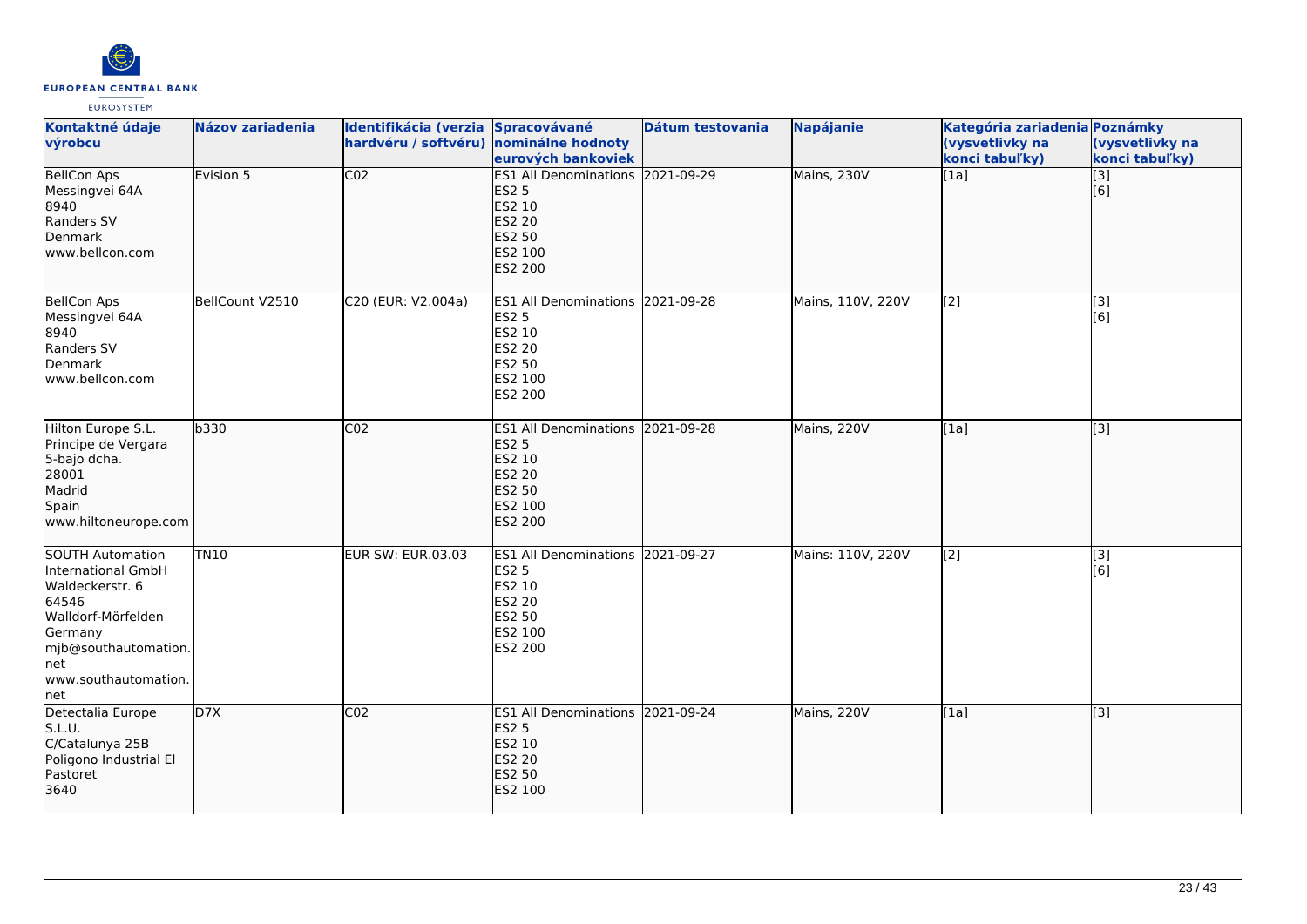| Kontaktné údaje výrobcu | Názov zariadenia | Identifikácia (verzia hardvéru / softvéru) | Spracovávané nominálne hodnoty eurových bankoviek | Dátum testovania | Napájanie | Kategória zariadenia (vysvetlivky na konci tabuľky) | Poznámky (vysvetlivky na konci tabuľky) |
| --- | --- | --- | --- | --- | --- | --- | --- |
| BellCon Aps<br>Messingvei 64A<br>8940<br>Randers SV<br>Denmark<br>www.bellcon.com | Evision 5 | C02 | ES1 All Denominations<br>ES2 5<br>ES2 10<br>ES2 20<br>ES2 50<br>ES2 100<br>ES2 200 | 2021-09-29 | Mains, 230V | [1a] | [3]<br>[6] |
| BellCon Aps<br>Messingvei 64A<br>8940<br>Randers SV<br>Denmark<br>www.bellcon.com | BellCount V2510 | C20 (EUR: V2.004a) | ES1 All Denominations<br>ES2 5<br>ES2 10<br>ES2 20<br>ES2 50<br>ES2 100<br>ES2 200 | 2021-09-28 | Mains, 110V, 220V | [2] | [3]<br>[6] |
| Hilton Europe S.L.<br>Principe de Vergara<br>5-bajo dcha.<br>28001<br>Madrid<br>Spain<br>www.hiltoneurope.com | b330 | C02 | ES1 All Denominations<br>ES2 5<br>ES2 10<br>ES2 20<br>ES2 50<br>ES2 100<br>ES2 200 | 2021-09-28 | Mains, 220V | [1a] | [3] |
| SOUTH Automation International GmbH<br>Waldeckerstr. 6<br>64546<br>Walldorf-Mörfelden<br>Germany<br>mjb@southautomation.net<br>www.southautomation.net | TN10 | EUR SW: EUR.03.03 | ES1 All Denominations<br>ES2 5<br>ES2 10<br>ES2 20<br>ES2 50<br>ES2 100<br>ES2 200 | 2021-09-27 | Mains: 110V, 220V | [2] | [3]<br>[6] |
| Detectalia Europe S.L.U.<br>C/Catalunya 25B<br>Poligono Industrial El Pastoret<br>3640 | D7X | C02 | ES1 All Denominations<br>ES2 5<br>ES2 10<br>ES2 20<br>ES2 50<br>ES2 100 | 2021-09-24 | Mains, 220V | [1a] | [3] |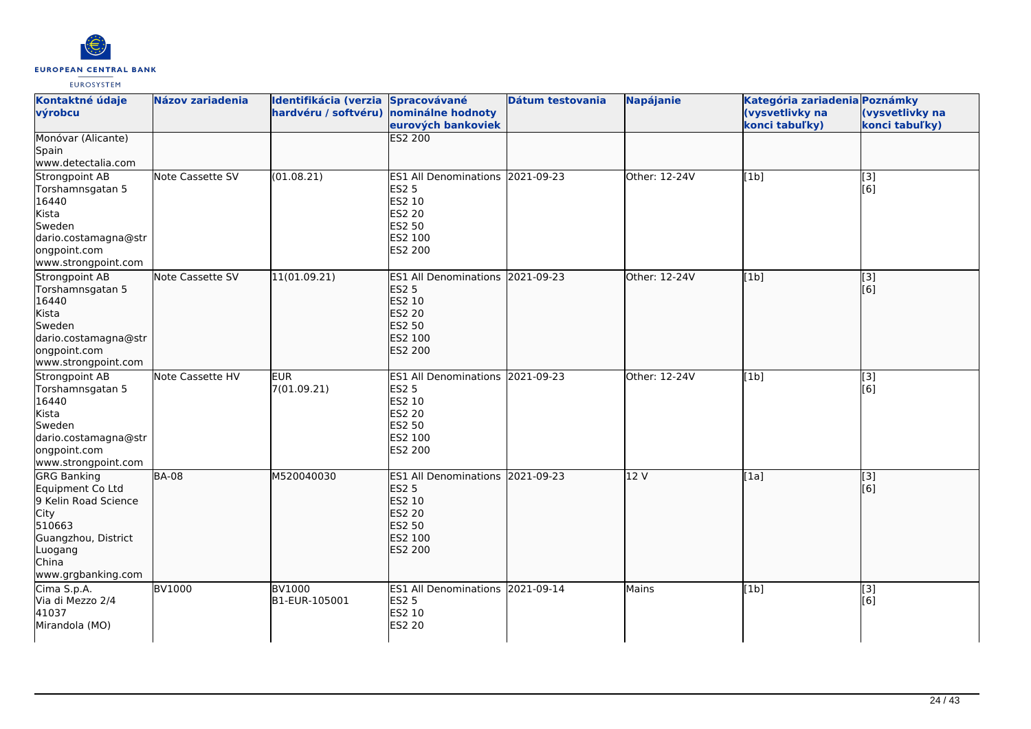| Kontaktné údaje výrobcu | Názov zariadenia | Identifikácia (verzia hardvéru / softvéru) | Spracovávané nominálne hodnoty eurových bankoviek | Dátum testovania | Napájanie | Kategória zariadenia (vysvetlivky na konci tabuľky) | Poznámky (vysvetlivky na konci tabuľky) |
| --- | --- | --- | --- | --- | --- | --- | --- |
| Monóvar (Alicante)<br>Spain<br>www.detectalia.com | | | ES2 200 | | | | |
| Strongpoint AB<br>Torshamnsgatan 5<br>16440<br>Kista<br>Sweden<br>dario.costamagna@strongpoint.com<br>www.strongpoint.com | Note Cassette SV | (01.08.21) | ES1 All Denominations<br>ES2 5<br>ES2 10<br>ES2 20<br>ES2 50<br>ES2 100<br>ES2 200 | 2021-09-23 | Other: 12-24V | [1b] | [3]<br>[6] |
| Strongpoint AB<br>Torshamnsgatan 5<br>16440<br>Kista<br>Sweden<br>dario.costamagna@strongpoint.com<br>www.strongpoint.com | Note Cassette SV | 11(01.09.21) | ES1 All Denominations<br>ES2 5<br>ES2 10<br>ES2 20<br>ES2 50<br>ES2 100<br>ES2 200 | 2021-09-23 | Other: 12-24V | [1b] | [3]<br>[6] |
| Strongpoint AB<br>Torshamnsgatan 5<br>16440<br>Kista<br>Sweden<br>dario.costamagna@strongpoint.com<br>www.strongpoint.com | Note Cassette HV | EUR<br>7(01.09.21) | ES1 All Denominations<br>ES2 5<br>ES2 10<br>ES2 20<br>ES2 50<br>ES2 100<br>ES2 200 | 2021-09-23 | Other: 12-24V | [1b] | [3]<br>[6] |
| GRG Banking Equipment Co Ltd<br>9 Kelin Road Science City<br>510663<br>Guangzhou, District Luogang<br>China<br>www.grgbanking.com | BA-08 | M520040030 | ES1 All Denominations<br>ES2 5<br>ES2 10<br>ES2 20<br>ES2 50<br>ES2 100<br>ES2 200 | 2021-09-23 | 12 V | [1a] | [3]<br>[6] |
| Cima S.p.A.<br>Via di Mezzo 2/4<br>41037<br>Mirandola (MO) | BV1000 | BV1000<br>B1-EUR-105001 | ES1 All Denominations<br>ES2 5<br>ES2 10<br>ES2 20 | 2021-09-14 | Mains | [1b] | [3]<br>[6] |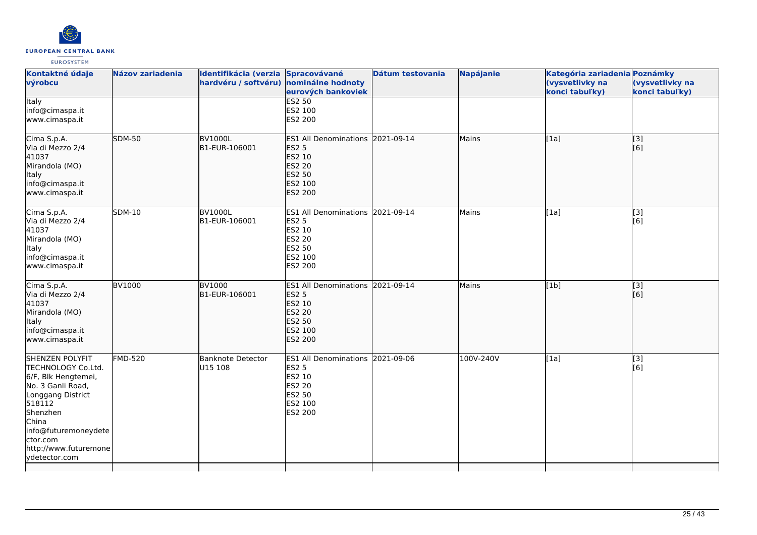| Kontaktné údaje výrobcu | Názov zariadenia | Identifikácia (verzia hardvéru / softvéru) | Spracovávané nominálne hodnoty eurových bankoviek | Dátum testovania | Napájanie | Kategória zariadenia (vysvetlivky na konci tabuľky) | Poznámky (vysvetlivky na konci tabuľky) |
|---|---|---|---|---|---|---|---|
| Italy<br>info@cimaspa.it<br>www.cimaspa.it | | | ES2 50<br>ES2 100<br>ES2 200 | | | | |
| Cima S.p.A.<br>Via di Mezzo 2/4<br>41037<br>Mirandola (MO)<br>Italy<br>info@cimaspa.it<br>www.cimaspa.it | SDM-50 | BV1000L<br>B1-EUR-106001 | ES1 All Denominations<br>ES2 5<br>ES2 10<br>ES2 20<br>ES2 50<br>ES2 100<br>ES2 200 | 2021-09-14 | Mains | [1a] | [3]<br>[6] |
| Cima S.p.A.<br>Via di Mezzo 2/4<br>41037<br>Mirandola (MO)<br>Italy<br>info@cimaspa.it<br>www.cimaspa.it | SDM-10 | BV1000L<br>B1-EUR-106001 | ES1 All Denominations<br>ES2 5<br>ES2 10<br>ES2 20<br>ES2 50<br>ES2 100<br>ES2 200 | 2021-09-14 | Mains | [1a] | [3]<br>[6] |
| Cima S.p.A.<br>Via di Mezzo 2/4<br>41037<br>Mirandola (MO)<br>Italy<br>info@cimaspa.it<br>www.cimaspa.it | BV1000 | BV1000<br>B1-EUR-106001 | ES1 All Denominations<br>ES2 5<br>ES2 10<br>ES2 20<br>ES2 50<br>ES2 100<br>ES2 200 | 2021-09-14 | Mains | [1b] | [3]<br>[6] |
| SHENZEN POLYFIT TECHNOLOGY Co.Ltd.<br>6/F, Blk Hengtemei,<br>No. 3 Ganli Road,<br>Longgang District<br>518112<br>Shenzhen<br>China<br>info@futuremoneydetector.com<br>http://www.futuremoneydetector.com | FMD-520 | Banknote Detector<br>U15 108 | ES1 All Denominations<br>ES2 5<br>ES2 10<br>ES2 20<br>ES2 50<br>ES2 100<br>ES2 200 | 2021-09-06 | 100V-240V | [1a] | [3]<br>[6] |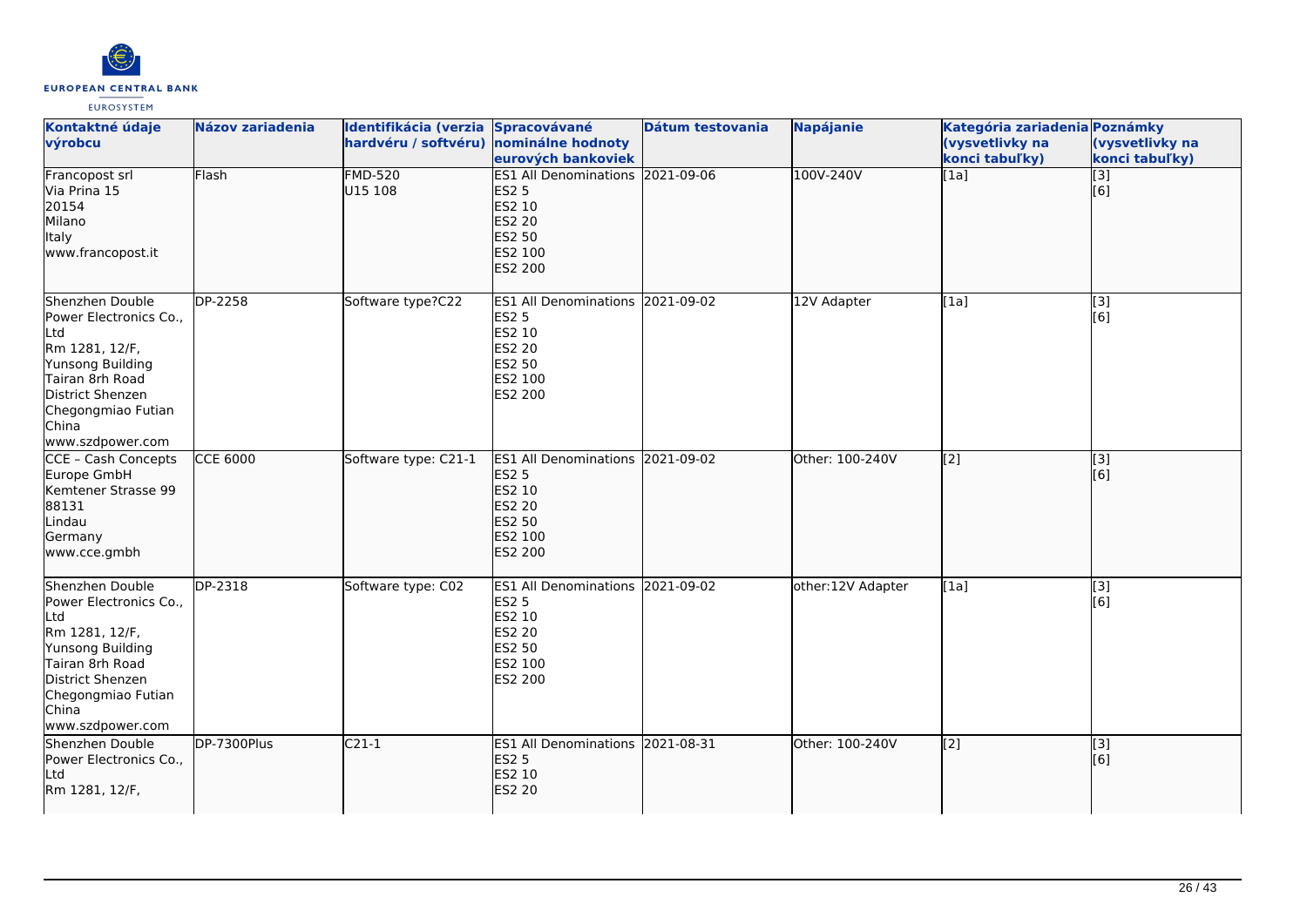| Kontaktné údaje výrobcu | Názov zariadenia | Identifikácia (verzia hardvéru / softvéru) | Spracovávané nominálne hodnoty eurových bankoviek | Dátum testovania | Napájanie | Kategória zariadenia (vysvetlivky na konci tabuľky) | Poznámky (vysvetlivky na konci tabuľky) |
|---|---|---|---|---|---|---|---|
| Francopost srl<br>Via Prina 15<br>20154<br>Milano<br>Italy<br>www.francopost.it | Flash | FMD-520<br>U15 108 | ES1 All Denominations<br>ES2 5<br>ES2 10<br>ES2 20<br>ES2 50<br>ES2 100<br>ES2 200 | 2021-09-06 | 100V-240V | [1a] | [3]<br>[6] |
| Shenzhen Double Power Electronics Co., Ltd<br>Rm 1281, 12/F,<br>Yunsong Building<br>Tairan 8rh Road<br>District Shenzen<br>Chegongmiao Futian<br>China<br>www.szdpower.com | DP-2258 | Software type?C22 | ES1 All Denominations<br>ES2 5<br>ES2 10<br>ES2 20<br>ES2 50<br>ES2 100<br>ES2 200 | 2021-09-02 | 12V Adapter | [1a] | [3]<br>[6] |
| CCE – Cash Concepts Europe GmbH<br>Kemtener Strasse 99<br>88131<br>Lindau<br>Germany<br>www.cce.gmbh | CCE 6000 | Software type: C21-1 | ES1 All Denominations<br>ES2 5<br>ES2 10<br>ES2 20<br>ES2 50<br>ES2 100<br>ES2 200 | 2021-09-02 | Other: 100-240V | [2] | [3]<br>[6] |
| Shenzhen Double Power Electronics Co., Ltd<br>Rm 1281, 12/F,<br>Yunsong Building<br>Tairan 8rh Road<br>District Shenzen<br>Chegongmiao Futian<br>China<br>www.szdpower.com | DP-2318 | Software type: C02 | ES1 All Denominations<br>ES2 5<br>ES2 10<br>ES2 20<br>ES2 50<br>ES2 100<br>ES2 200 | 2021-09-02 | other:12V Adapter | [1a] | [3]<br>[6] |
| Shenzhen Double Power Electronics Co., Ltd<br>Rm 1281, 12/F, | DP-7300Plus | C21-1 | ES1 All Denominations<br>ES2 5<br>ES2 10<br>ES2 20 | 2021-08-31 | Other: 100-240V | [2] | [3]<br>[6] |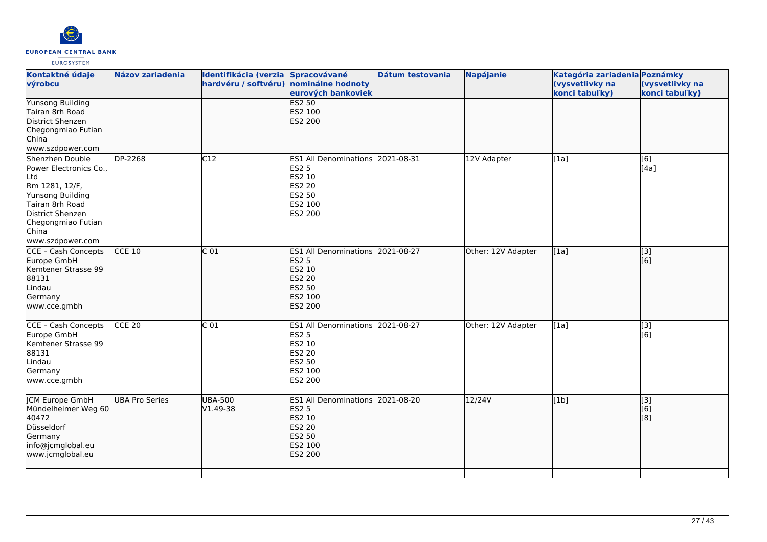| Kontaktné údaje výrobcu | Názov zariadenia | Identifikácia (verzia hardvéru / softvéru) | Spracovávané nominálne hodnoty eurových bankoviek | Dátum testovania | Napájanie | Kategória zariadenia (vysvetlivky na konci tabuľky) | Poznámky (vysvetlivky na konci tabuľky) |
|---|---|---|---|---|---|---|---|
| Yunsong Building<br>Tairan 8rh Road<br>District Shenzen<br>Chegongmiao Futian<br>China<br>www.szdpower.com | | | ES2 50<br>ES2 100<br>ES2 200 | | | | |
| Shenzhen Double Power Electronics Co., Ltd<br>Rm 1281, 12/F,<br>Yunsong Building<br>Tairan 8rh Road<br>District Shenzen<br>Chegongmiao Futian<br>China<br>www.szdpower.com | DP-2268 | C12 | ES1 All Denominations<br>ES2 5<br>ES2 10<br>ES2 20<br>ES2 50<br>ES2 100<br>ES2 200 | 2021-08-31 | 12V Adapter | [1a] | [6]<br>[4a] |
| CCE - Cash Concepts Europe GmbH<br>Kemtener Strasse 99<br>88131<br>Lindau<br>Germany<br>www.cce.gmbh | CCE 10 | C 01 | ES1 All Denominations<br>ES2 5<br>ES2 10<br>ES2 20<br>ES2 50<br>ES2 100<br>ES2 200 | 2021-08-27 | Other: 12V Adapter | [1a] | [3]<br>[6] |
| CCE - Cash Concepts Europe GmbH<br>Kemtener Strasse 99<br>88131<br>Lindau<br>Germany<br>www.cce.gmbh | CCE 20 | C 01 | ES1 All Denominations<br>ES2 5<br>ES2 10<br>ES2 20<br>ES2 50<br>ES2 100<br>ES2 200 | 2021-08-27 | Other: 12V Adapter | [1a] | [3]<br>[6] |
| JCM Europe GmbH<br>Mündelheimer Weg 60<br>40472<br>Düsseldorf<br>Germany<br>info@jcmglobal.eu<br>www.jcmglobal.eu | UBA Pro Series | UBA-500<br>V1.49-38 | ES1 All Denominations<br>ES2 5<br>ES2 10<br>ES2 20<br>ES2 50<br>ES2 100<br>ES2 200 | 2021-08-20 | 12/24V | [1b] | [3]<br>[6]<br>[8] |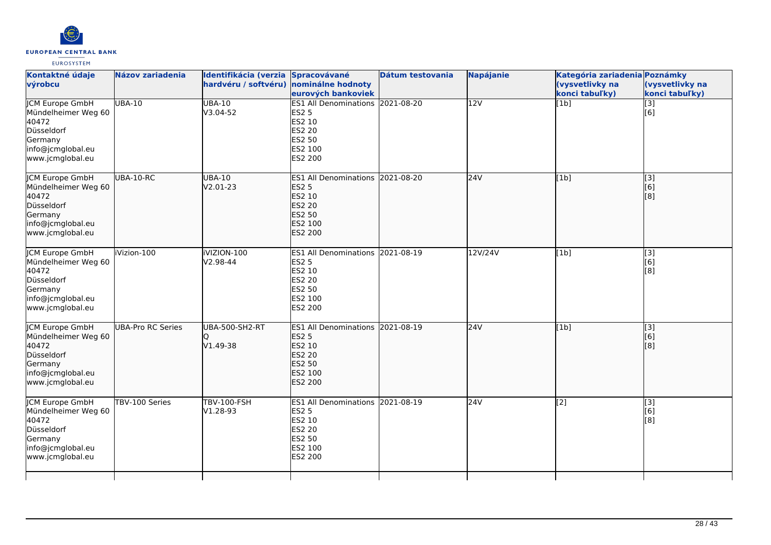| Kontaktné údaje výrobcu | Názov zariadenia | Identifikácia (verzia hardvéru / softvéru) | Spracovávané nominálne hodnoty eurových bankoviek | Dátum testovania | Napájanie | Kategória zariadenia (vysvetlivky na konci tabuľky) | Poznámky (vysvetlivky na konci tabuľky) |
| --- | --- | --- | --- | --- | --- | --- | --- |
| JCM Europe GmbH<br>Mündelheimer Weg 60<br>40472<br>Düsseldorf<br>Germany<br>info@jcmglobal.eu<br>www.jcmglobal.eu | UBA-10 | UBA-10<br>V3.04-52 | ES1 All Denominations<br>ES2 5<br>ES2 10<br>ES2 20<br>ES2 50<br>ES2 100<br>ES2 200 | 2021-08-20 | 12V | [1b] | [3]<br>[6] |
| JCM Europe GmbH<br>Mündelheimer Weg 60<br>40472<br>Düsseldorf<br>Germany<br>info@jcmglobal.eu<br>www.jcmglobal.eu | UBA-10-RC | UBA-10<br>V2.01-23 | ES1 All Denominations<br>ES2 5<br>ES2 10<br>ES2 20<br>ES2 50<br>ES2 100<br>ES2 200 | 2021-08-20 | 24V | [1b] | [3]<br>[6]<br>[8] |
| JCM Europe GmbH<br>Mündelheimer Weg 60<br>40472<br>Düsseldorf<br>Germany<br>info@jcmglobal.eu<br>www.jcmglobal.eu | iVizion-100 | iVIZION-100<br>V2.98-44 | ES1 All Denominations<br>ES2 5<br>ES2 10<br>ES2 20<br>ES2 50<br>ES2 100<br>ES2 200 | 2021-08-19 | 12V/24V | [1b] | [3]<br>[6]<br>[8] |
| JCM Europe GmbH<br>Mündelheimer Weg 60<br>40472<br>Düsseldorf<br>Germany<br>info@jcmglobal.eu<br>www.jcmglobal.eu | UBA-Pro RC Series | UBA-500-SH2-RT<br>Q<br>V1.49-38 | ES1 All Denominations<br>ES2 5<br>ES2 10<br>ES2 20<br>ES2 50<br>ES2 100<br>ES2 200 | 2021-08-19 | 24V | [1b] | [3]<br>[6]<br>[8] |
| JCM Europe GmbH<br>Mündelheimer Weg 60<br>40472<br>Düsseldorf<br>Germany<br>info@jcmglobal.eu<br>www.jcmglobal.eu | TBV-100 Series | TBV-100-FSH<br>V1.28-93 | ES1 All Denominations<br>ES2 5<br>ES2 10<br>ES2 20<br>ES2 50<br>ES2 100<br>ES2 200 | 2021-08-19 | 24V | [2] | [3]<br>[6]<br>[8] |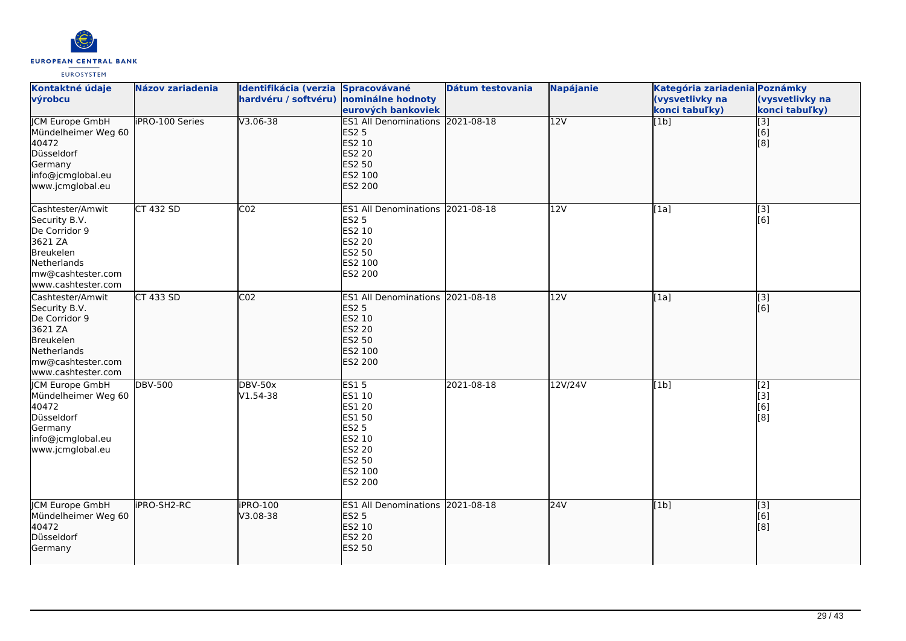| Kontaktné údaje výrobcu | Názov zariadenia | Identifikácia (verzia hardvéru / softvéru) | Spracovávané nominálne hodnoty eurových bankoviek | Dátum testovania | Napájanie | Kategória zariadenia (vysvetlivky na konci tabuľky) | Poznámky (vysvetlivky na konci tabuľky) |
|---|---|---|---|---|---|---|---|
| JCM Europe GmbH<br>Mündelheimer Weg 60<br>40472<br>Düsseldorf<br>Germany<br>info@jcmglobal.eu<br>www.jcmglobal.eu | iPRO-100 Series | V3.06-38 | ES1 All Denominations<br>ES2 5<br>ES2 10<br>ES2 20<br>ES2 50<br>ES2 100<br>ES2 200 | 2021-08-18 | 12V | [1b] | [3]<br>[6]<br>[8] |
| Cashtester/Amwit Security B.V.<br>De Corridor 9<br>3621 ZA<br>Breukelen<br>Netherlands<br>mw@cashtester.com<br>www.cashtester.com | CT 432 SD | C02 | ES1 All Denominations<br>ES2 5<br>ES2 10<br>ES2 20<br>ES2 50<br>ES2 100<br>ES2 200 | 2021-08-18 | 12V | [1a] | [3]<br>[6] |
| Cashtester/Amwit Security B.V.<br>De Corridor 9<br>3621 ZA<br>Breukelen<br>Netherlands<br>mw@cashtester.com<br>www.cashtester.com | CT 433 SD | C02 | ES1 All Denominations<br>ES2 5<br>ES2 10<br>ES2 20<br>ES2 50<br>ES2 100<br>ES2 200 | 2021-08-18 | 12V | [1a] | [3]<br>[6] |
| JCM Europe GmbH<br>Mündelheimer Weg 60<br>40472<br>Düsseldorf<br>Germany<br>info@jcmglobal.eu<br>www.jcmglobal.eu | DBV-500 | DBV-50x<br>V1.54-38 | ES1 5<br>ES1 10<br>ES1 20<br>ES1 50<br>ES2 5<br>ES2 10<br>ES2 20<br>ES2 50<br>ES2 100<br>ES2 200 | 2021-08-18 | 12V/24V | [1b] | [2]<br>[3]<br>[6]<br>[8] |
| JCM Europe GmbH<br>Mündelheimer Weg 60<br>40472<br>Düsseldorf<br>Germany | iPRO-SH2-RC | iPRO-100<br>V3.08-38 | ES1 All Denominations<br>ES2 5<br>ES2 10<br>ES2 20<br>ES2 50 | 2021-08-18 | 24V | [1b] | [3]<br>[6]<br>[8] |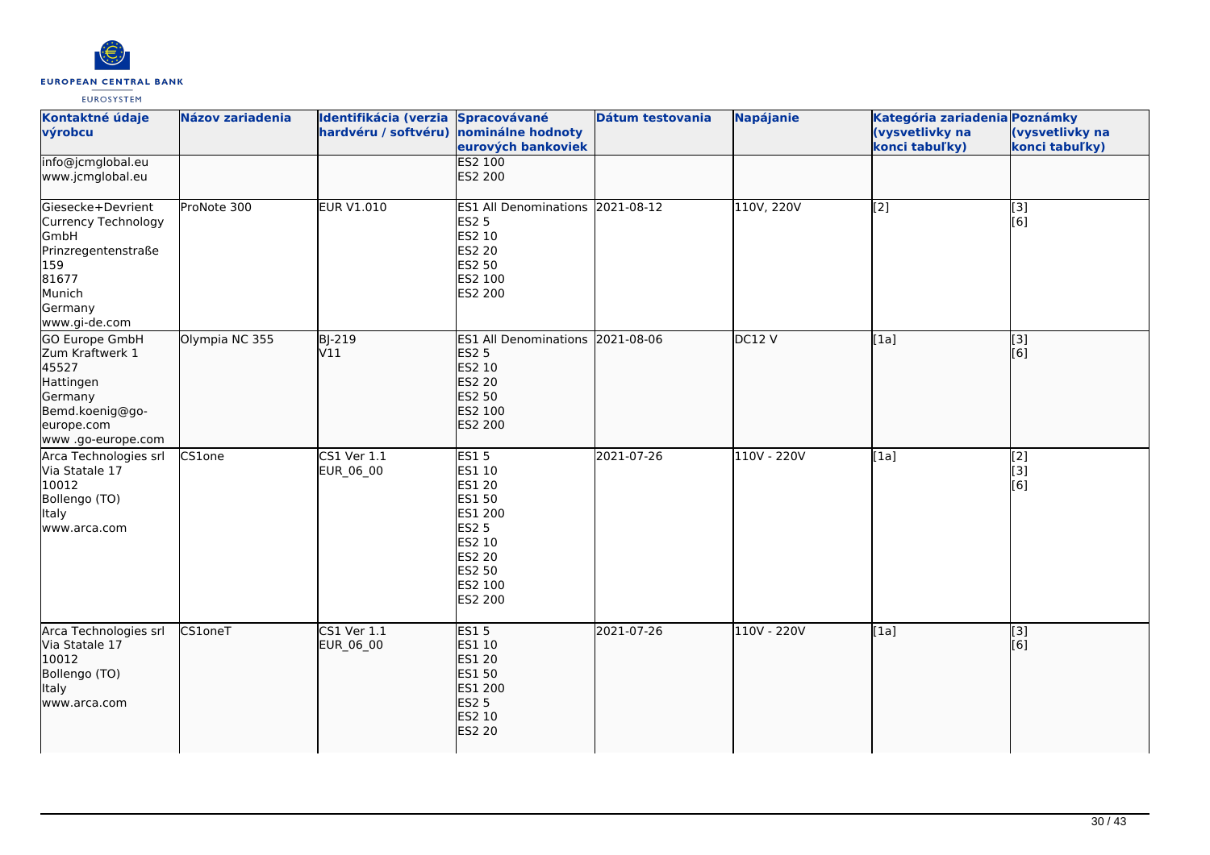| Kontaktné údaje výrobcu | Názov zariadenia | Identifikácia (verzia hardvéru / softvéru) | Spracovávané nominálne hodnoty eurových bankoviek | Dátum testovania | Napájanie | Kategória zariadenia (vysvetlivky na konci tabuľky) | Poznámky (vysvetlivky na konci tabuľky) |
|---|---|---|---|---|---|---|---|
| info@jcmglobal.eu<br>www.jcmglobal.eu | | | ES2 100<br>ES2 200 | | | | |
| Giesecke+Devrient Currency Technology GmbH<br>Prinzregentenstraße 159<br>81677<br>Munich<br>Germany<br>www.gi-de.com | ProNote 300 | EUR V1.010 | ES1 All Denominations<br>ES2 5<br>ES2 10<br>ES2 20<br>ES2 50<br>ES2 100<br>ES2 200 | 2021-08-12 | 110V, 220V | [2] | [3]<br>[6] |
| GO Europe GmbH<br>Zum Kraftwerk 1<br>45527<br>Hattingen<br>Germany<br>Bemd.koenig@go-europe.com<br>www .go-europe.com | Olympia NC 355 | BJ-219<br>V11 | ES1 All Denominations<br>ES2 5<br>ES2 10<br>ES2 20<br>ES2 50<br>ES2 100<br>ES2 200 | 2021-08-06 | DC12 V | [1a] | [3]<br>[6] |
| Arca Technologies srl<br>Via Statale 17<br>10012<br>Bollengo (TO)<br>Italy<br>www.arca.com | CS1one | CS1 Ver 1.1<br>EUR_06_00 | ES1 5<br>ES1 10<br>ES1 20<br>ES1 50<br>ES1 200<br>ES2 5<br>ES2 10<br>ES2 20<br>ES2 50<br>ES2 100<br>ES2 200 | 2021-07-26 | 110V - 220V | [1a] | [2]<br>[3]<br>[6] |
| Arca Technologies srl<br>Via Statale 17<br>10012<br>Bollengo (TO)<br>Italy<br>www.arca.com | CS1oneT | CS1 Ver 1.1<br>EUR_06_00 | ES1 5<br>ES1 10<br>ES1 20<br>ES1 50<br>ES1 200<br>ES2 5<br>ES2 10<br>ES2 20 | 2021-07-26 | 110V - 220V | [1a] | [3]<br>[6] |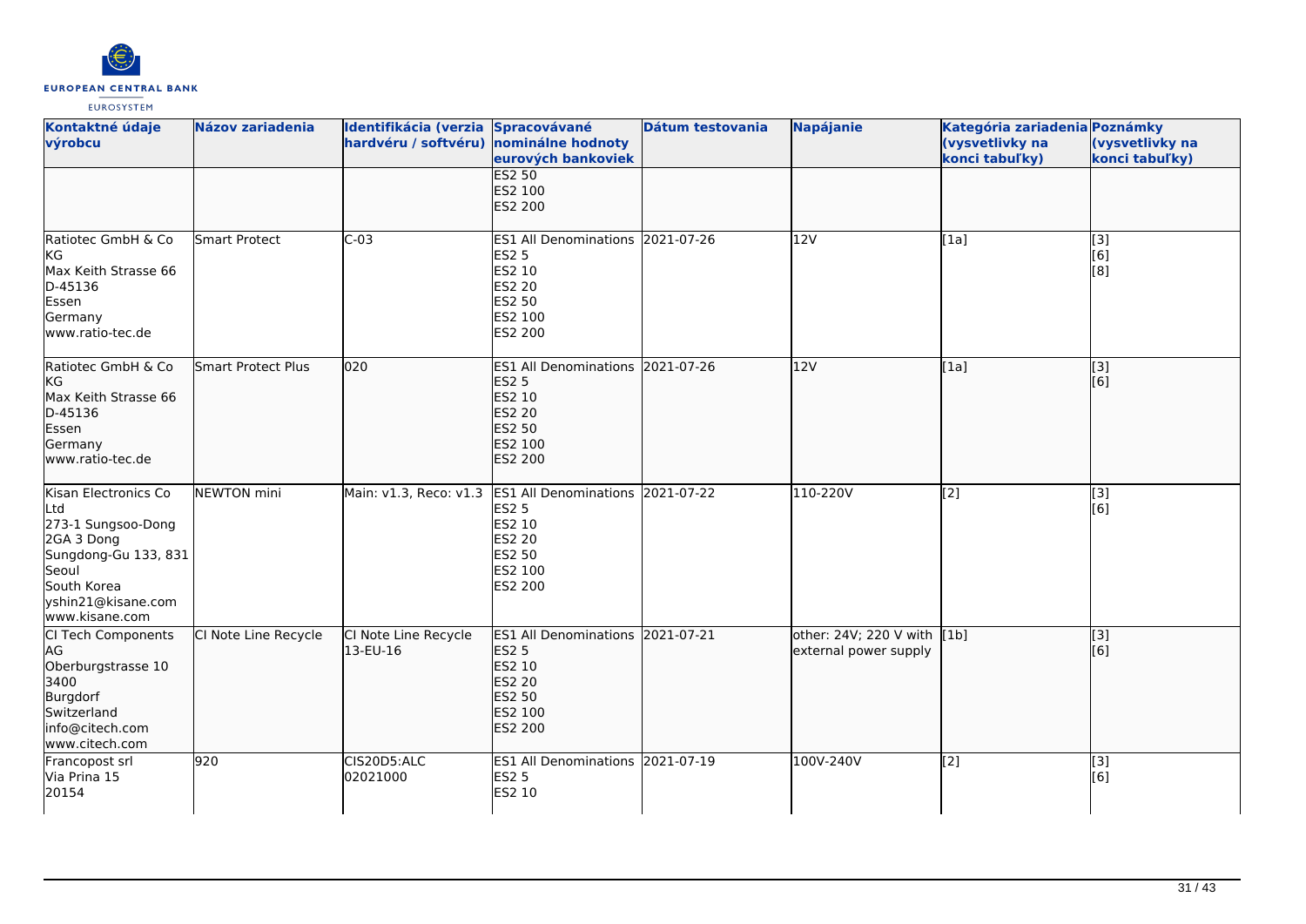| Kontaktné údaje výrobcu | Názov zariadenia | Identifikácia (verzia hardvéru / softvéru) | Spracovávané nominálne hodnoty eurových bankoviek | Dátum testovania | Napájanie | Kategória zariadenia (vysvetlivky na konci tabuľky) | Poznámky (vysvetlivky na konci tabuľky) |
|---|---|---|---|---|---|---|---|
| | | | ES2 50<br>ES2 100<br>ES2 200 | | | | |
| Ratiotec GmbH & Co KG<br>Max Keith Strasse 66<br>D-45136<br>Essen<br>Germany<br>www.ratio-tec.de | Smart Protect | C-03 | ES1 All Denominations<br>ES2 5<br>ES2 10<br>ES2 20<br>ES2 50<br>ES2 100<br>ES2 200 | 2021-07-26 | 12V | [1a] | [3]<br>[6]<br>[8] |
| Ratiotec GmbH & Co KG<br>Max Keith Strasse 66<br>D-45136<br>Essen<br>Germany<br>www.ratio-tec.de | Smart Protect Plus | 020 | ES1 All Denominations<br>ES2 5<br>ES2 10<br>ES2 20<br>ES2 50<br>ES2 100<br>ES2 200 | 2021-07-26 | 12V | [1a] | [3]<br>[6] |
| Kisan Electronics Co Ltd<br>273-1 Sungsoo-Dong 2GA 3 Dong<br>Sungdong-Gu 133, 831<br>Seoul<br>South Korea<br>yshin21@kisane.com<br>www.kisane.com | NEWTON mini | Main: v1.3, Reco: v1.3 | ES1 All Denominations<br>ES2 5<br>ES2 10<br>ES2 20<br>ES2 50<br>ES2 100<br>ES2 200 | 2021-07-22 | 110-220V | [2] | [3]<br>[6] |
| CI Tech Components AG<br>Oberburgstrasse 10<br>3400<br>Burgdorf<br>Switzerland<br>info@citech.com<br>www.citech.com | CI Note Line Recycle | CI Note Line Recycle 13-EU-16 | ES1 All Denominations<br>ES2 5<br>ES2 10<br>ES2 20<br>ES2 50<br>ES2 100<br>ES2 200 | 2021-07-21 | other: 24V; 220 V with external power supply | [1b] | [3]<br>[6] |
| Francopost srl<br>Via Prina 15<br>20154 | 920 | CIS20D5:ALC<br>02021000 | ES1 All Denominations<br>ES2 5<br>ES2 10 | 2021-07-19 | 100V-240V | [2] | [3]<br>[6] |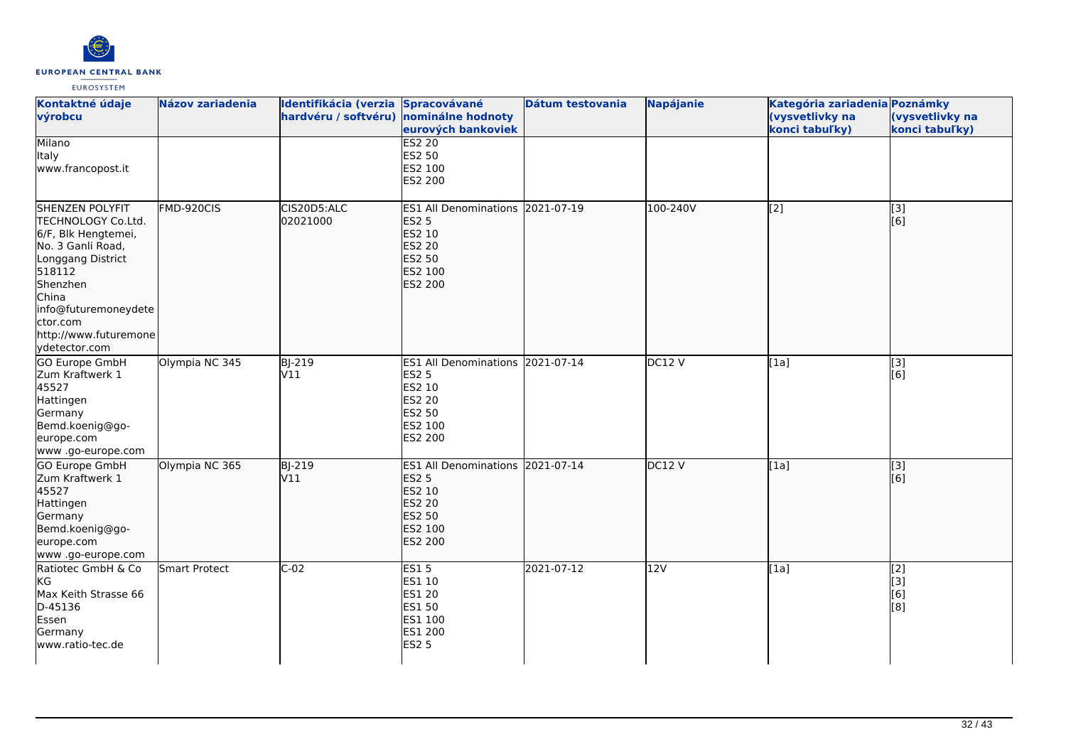| Kontaktné údaje výrobcu | Názov zariadenia | Identifikácia (verzia hardvéru / softvéru) | Spracovávané nominálne hodnoty eurových bankoviek | Dátum testovania | Napájanie | Kategória zariadenia (vysvetlivky na konci tabuľky) | Poznámky (vysvetlivky na konci tabuľky) |
|---|---|---|---|---|---|---|---|
| Milano<br>Italy<br>www.francopost.it | | | ES2 20<br>ES2 50<br>ES2 100<br>ES2 200 | | | | |
| SHENZEN POLYFIT TECHNOLOGY Co.Ltd.<br>6/F, Blk Hengtemei,<br>No. 3 Ganli Road,<br>Longgang District<br>518112<br>Shenzhen<br>China<br>info@futuremoneydetector.com<br>http://www.futuremoneydetector.com | FMD-920CIS | CIS20D5:ALC<br>02021000 | ES1 All Denominations<br>ES2 5<br>ES2 10<br>ES2 20<br>ES2 50<br>ES2 100<br>ES2 200 | 2021-07-19 | 100-240V | [2] | [3]<br>[6] |
| GO Europe GmbH<br>Zum Kraftwerk 1<br>45527<br>Hattingen<br>Germany<br>Bemd.koenig@go-europe.com<br>www .go-europe.com | Olympia NC 345 | BJ-219<br>V11 | ES1 All Denominations<br>ES2 5<br>ES2 10<br>ES2 20<br>ES2 50<br>ES2 100<br>ES2 200 | 2021-07-14 | DC12 V | [1a] | [3]<br>[6] |
| GO Europe GmbH<br>Zum Kraftwerk 1<br>45527<br>Hattingen<br>Germany<br>Bemd.koenig@go-europe.com<br>www .go-europe.com | Olympia NC 365 | BJ-219<br>V11 | ES1 All Denominations<br>ES2 5<br>ES2 10<br>ES2 20<br>ES2 50<br>ES2 100<br>ES2 200 | 2021-07-14 | DC12 V | [1a] | [3]<br>[6] |
| Ratiotec GmbH & Co KG<br>Max Keith Strasse 66<br>D-45136<br>Essen<br>Germany<br>www.ratio-tec.de | Smart Protect | C-02 | ES1 5<br>ES1 10<br>ES1 20<br>ES1 50<br>ES1 100<br>ES1 200<br>ES2 5 | 2021-07-12 | 12V | [1a] | [2]<br>[3]<br>[6]<br>[8] |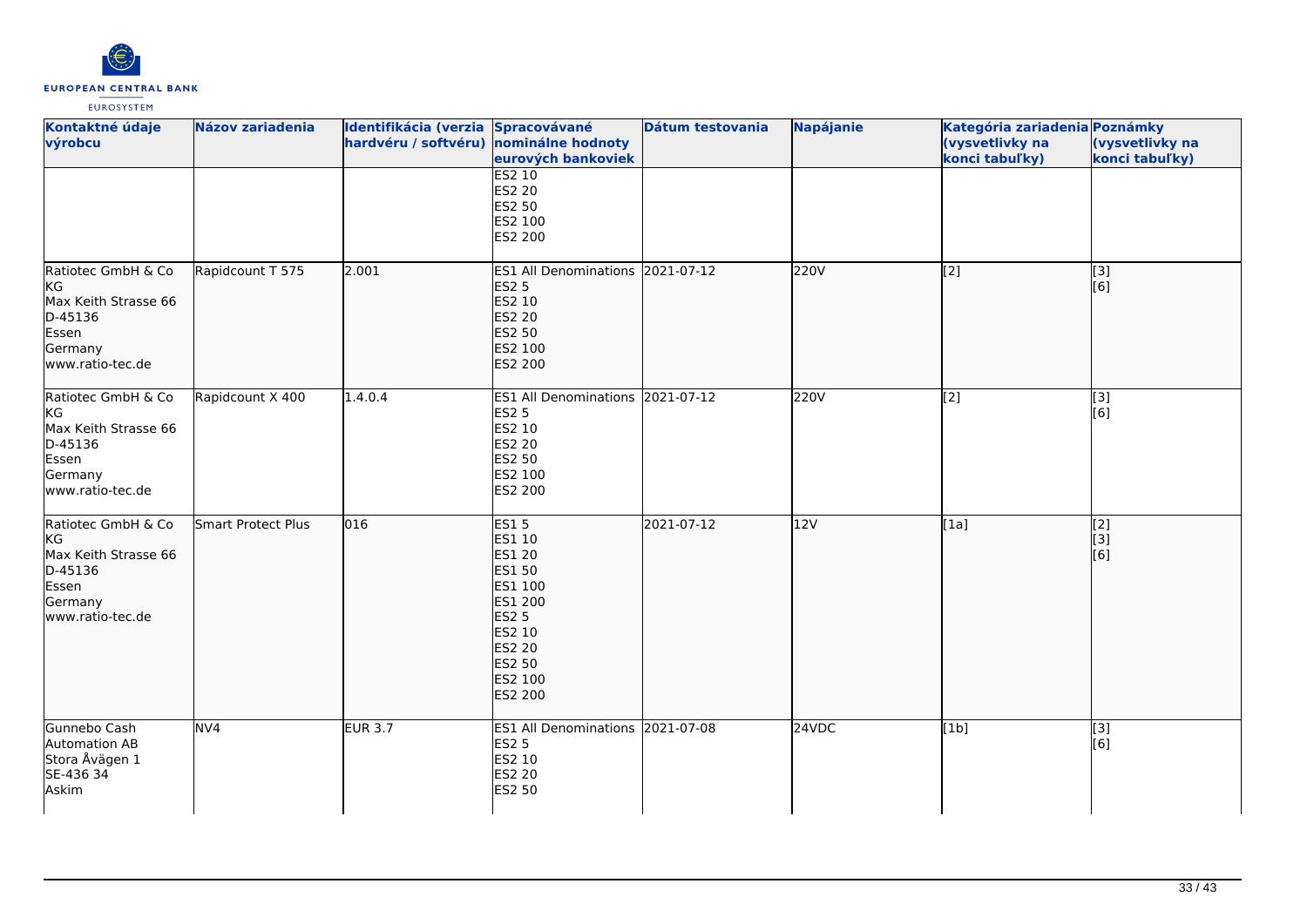| Kontaktné údaje výrobcu | Názov zariadenia | Identifikácia (verzia hardvéru / softvéru) | Spracovávané nominálne hodnoty eurových bankoviek | Dátum testovania | Napájanie | Kategória zariadenia (vysvetlivky na konci tabuľky) | Poznámky (vysvetlivky na konci tabuľky) |
|---|---|---|---|---|---|---|---|
| | | | ES2 10<br>ES2 20<br>ES2 50<br>ES2 100<br>ES2 200 | | | | |
| Ratiotec GmbH & Co KG<br>Max Keith Strasse 66<br>D-45136<br>Essen<br>Germany<br>www.ratio-tec.de | Rapidcount T 575 | 2.001 | ES1 All Denominations<br>ES2 5<br>ES2 10<br>ES2 20<br>ES2 50<br>ES2 100<br>ES2 200 | 2021-07-12 | 220V | [2] | [3]<br>[6] |
| Ratiotec GmbH & Co KG<br>Max Keith Strasse 66<br>D-45136<br>Essen<br>Germany<br>www.ratio-tec.de | Rapidcount X 400 | 1.4.0.4 | ES1 All Denominations<br>ES2 5<br>ES2 10<br>ES2 20<br>ES2 50<br>ES2 100<br>ES2 200 | 2021-07-12 | 220V | [2] | [3]<br>[6] |
| Ratiotec GmbH & Co KG<br>Max Keith Strasse 66<br>D-45136<br>Essen<br>Germany<br>www.ratio-tec.de | Smart Protect Plus | 016 | ES1 5<br>ES1 10<br>ES1 20<br>ES1 50<br>ES1 100<br>ES1 200<br>ES2 5<br>ES2 10<br>ES2 20<br>ES2 50<br>ES2 100<br>ES2 200 | 2021-07-12 | 12V | [1a] | [2]<br>[3]<br>[6] |
| Gunnebo Cash Automation AB<br>Stora Åvägen 1<br>SE-436 34<br>Askim | NV4 | EUR 3.7 | ES1 All Denominations<br>ES2 5<br>ES2 10<br>ES2 20<br>ES2 50 | 2021-07-08 | 24VDC | [1b] | [3]<br>[6] |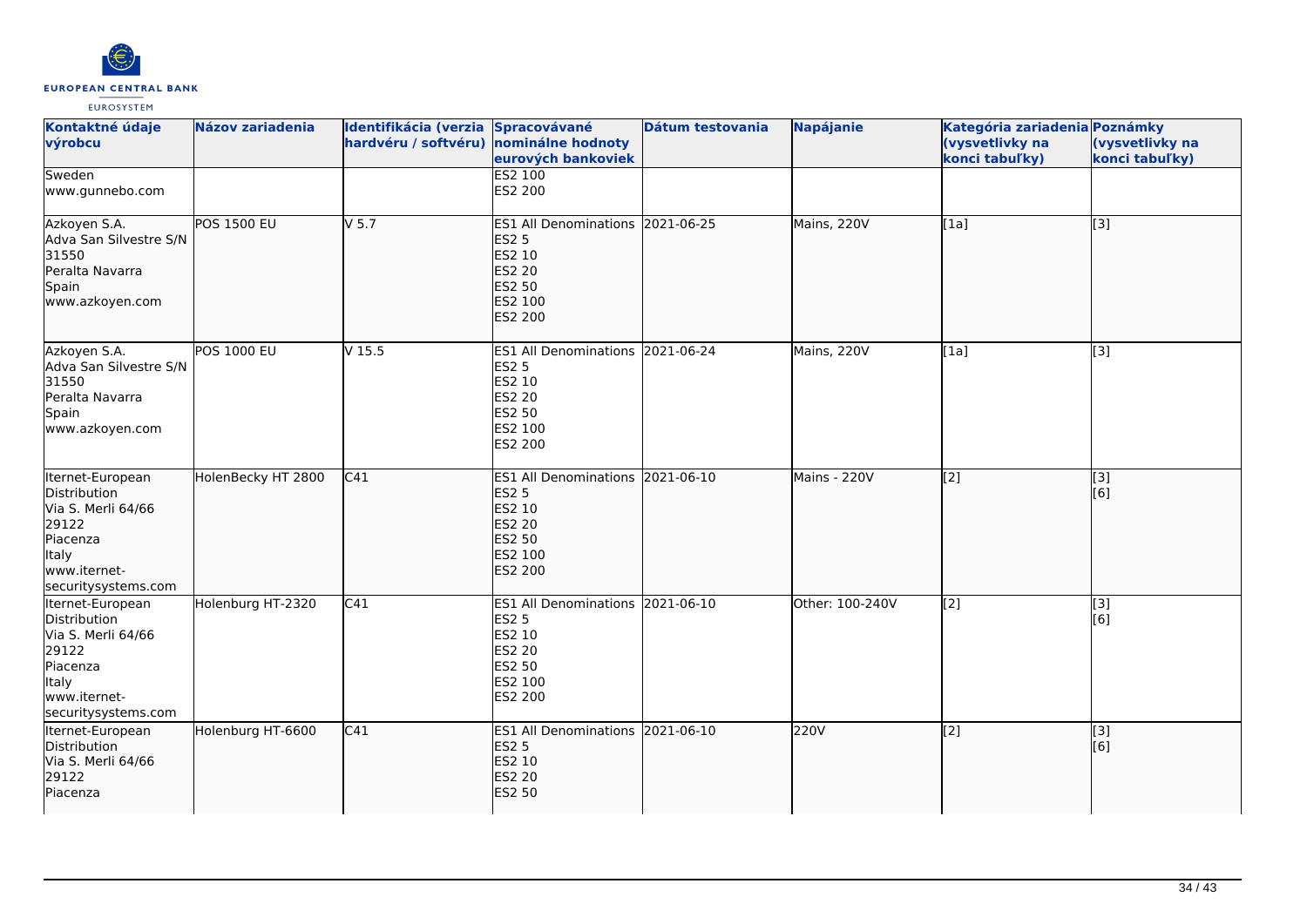| Kontaktné údaje výrobcu | Názov zariadenia | Identifikácia (verzia hardvéru / softvéru) | Spracovávané nominálne hodnoty eurových bankoviek | Dátum testovania | Napájanie | Kategória zariadenia (vysvetlivky na konci tabuľky) | Poznámky (vysvetlivky na konci tabuľky) |
|---|---|---|---|---|---|---|---|
| Sweden<br>www.gunnebo.com | | | ES2 100<br>ES2 200 | | | | |
| Azkoyen S.A.<br>Adva San Silvestre S/N<br>31550<br>Peralta Navarra<br>Spain<br>www.azkoyen.com | POS 1500 EU | V 5.7 | ES1 All Denominations<br>ES2 5<br>ES2 10<br>ES2 20<br>ES2 50<br>ES2 100<br>ES2 200 | 2021-06-25 | Mains, 220V | [1a] | [3] |
| Azkoyen S.A.<br>Adva San Silvestre S/N<br>31550<br>Peralta Navarra<br>Spain<br>www.azkoyen.com | POS 1000 EU | V 15.5 | ES1 All Denominations<br>ES2 5<br>ES2 10<br>ES2 20<br>ES2 50<br>ES2 100<br>ES2 200 | 2021-06-24 | Mains, 220V | [1a] | [3] |
| Iternet-European Distribution<br>Via S. Merli 64/66<br>29122<br>Piacenza<br>Italy<br>www.iternet-securitysystems.com | HolenBecky HT 2800 | C41 | ES1 All Denominations<br>ES2 5<br>ES2 10<br>ES2 20<br>ES2 50<br>ES2 100<br>ES2 200 | 2021-06-10 | Mains - 220V | [2] | [3]<br>[6] |
| Iternet-European Distribution<br>Via S. Merli 64/66<br>29122<br>Piacenza<br>Italy<br>www.iternet-securitysystems.com | Holenburg HT-2320 | C41 | ES1 All Denominations<br>ES2 5<br>ES2 10<br>ES2 20<br>ES2 50<br>ES2 100<br>ES2 200 | 2021-06-10 | Other: 100-240V | [2] | [3]<br>[6] |
| Iternet-European Distribution<br>Via S. Merli 64/66<br>29122<br>Piacenza | Holenburg HT-6600 | C41 | ES1 All Denominations<br>ES2 5<br>ES2 10<br>ES2 20<br>ES2 50 | 2021-06-10 | 220V | [2] | [3]<br>[6] |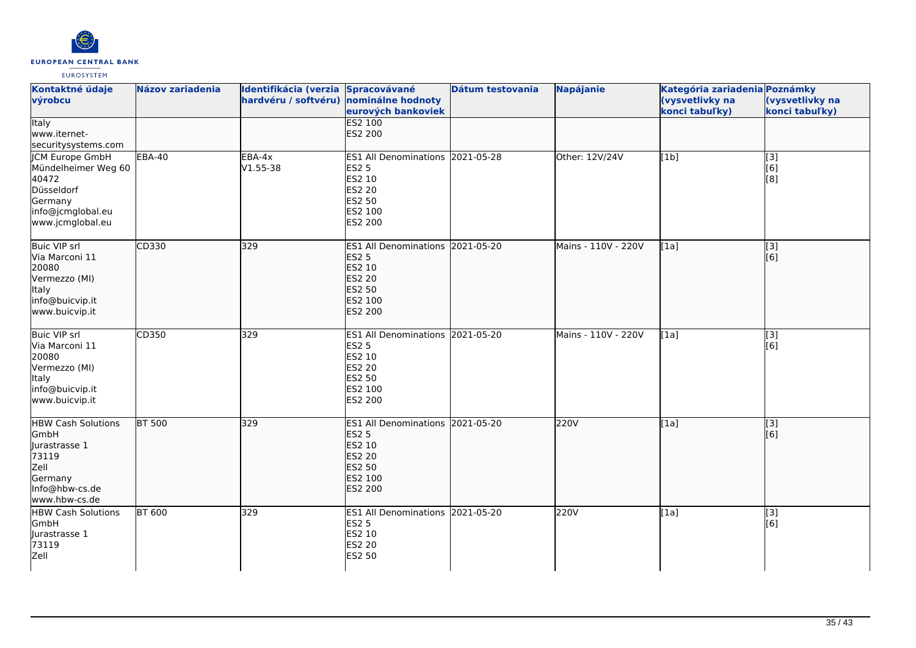| Kontaktné údaje výrobcu | Názov zariadenia | Identifikácia (verzia hardvéru / softvéru) | Spracovávané nominálne hodnoty eurových bankoviek | Dátum testovania | Napájanie | Kategória zariadenia (vysvetlivky na konci tabuľky) | Poznámky (vysvetlivky na konci tabuľky) |
|---|---|---|---|---|---|---|---|
| Italy<br>www.iternet-securitysystems.com | | | ES2 100<br>ES2 200 | | | | |
| JCM Europe GmbH<br>Mündelheimer Weg 60<br>40472<br>Düsseldorf<br>Germany<br>info@jcmglobal.eu<br>www.jcmglobal.eu | EBA-40 | EBA-4x<br>V1.55-38 | ES1 All Denominations<br>ES2 5<br>ES2 10<br>ES2 20<br>ES2 50<br>ES2 100<br>ES2 200 | 2021-05-28 | Other: 12V/24V | [1b] | [3]<br>[6]<br>[8] |
| Buic VIP srl<br>Via Marconi 11<br>20080<br>Vermezzo (MI)<br>Italy<br>info@buicvip.it<br>www.buicvip.it | CD330 | 329 | ES1 All Denominations<br>ES2 5<br>ES2 10<br>ES2 20<br>ES2 50<br>ES2 100<br>ES2 200 | 2021-05-20 | Mains - 110V - 220V | [1a] | [3]<br>[6] |
| Buic VIP srl<br>Via Marconi 11<br>20080<br>Vermezzo (MI)<br>Italy<br>info@buicvip.it<br>www.buicvip.it | CD350 | 329 | ES1 All Denominations<br>ES2 5<br>ES2 10<br>ES2 20<br>ES2 50<br>ES2 100<br>ES2 200 | 2021-05-20 | Mains - 110V - 220V | [1a] | [3]<br>[6] |
| HBW Cash Solutions GmbH<br>Jurastrasse 1<br>73119<br>Zell<br>Germany<br>Info@hbw-cs.de<br>www.hbw-cs.de | BT 500 | 329 | ES1 All Denominations<br>ES2 5<br>ES2 10<br>ES2 20<br>ES2 50<br>ES2 100<br>ES2 200 | 2021-05-20 | 220V | [1a] | [3]<br>[6] |
| HBW Cash Solutions GmbH<br>Jurastrasse 1<br>73119<br>Zell | BT 600 | 329 | ES1 All Denominations<br>ES2 5<br>ES2 10<br>ES2 20<br>ES2 50 | 2021-05-20 | 220V | [1a] | [3]<br>[6] |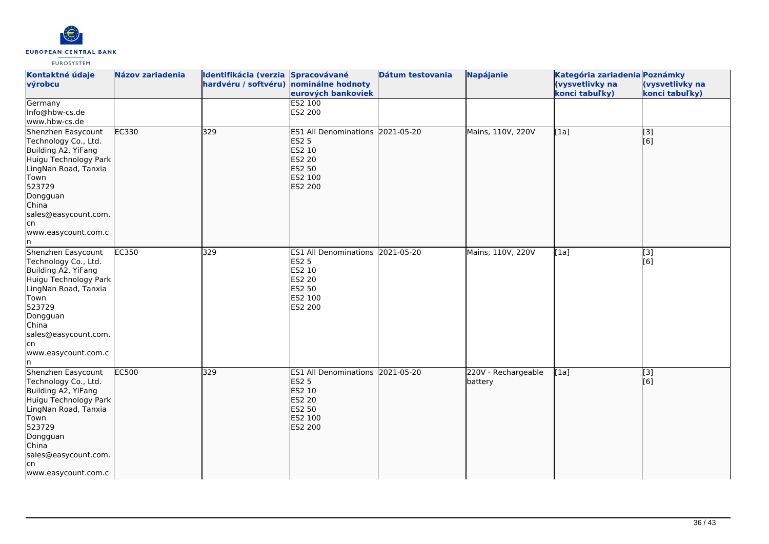| Kontaktné údaje výrobcu | Názov zariadenia | Identifikácia (verzia hardvéru / softvéru) | Spracovávané nominálne hodnoty eurových bankoviek | Dátum testovania | Napájanie | Kategória zariadenia (vysvetlivky na konci tabuľky) | Poznámky (vysvetlivky na konci tabuľky) |
|---|---|---|---|---|---|---|---|
| Germany<br>Info@hbw-cs.de<br>www.hbw-cs.de | | | ES2 100<br>ES2 200 | | | | |
| Shenzhen Easycount Technology Co., Ltd.<br>Building A2, YiFang Huigu Technology Park LingNan Road, Tanxia Town<br>523729<br>Dongguan<br>China<br>sales@easycount.com.cn<br>www.easycount.com.cn | EC330 | 329 | ES1 All Denominations<br>ES2 5<br>ES2 10<br>ES2 20<br>ES2 50<br>ES2 100<br>ES2 200 | 2021-05-20 | Mains, 110V, 220V | [1a] | [3]<br>[6] |
| Shenzhen Easycount Technology Co., Ltd.<br>Building A2, YiFang Huigu Technology Park LingNan Road, Tanxia Town<br>523729<br>Dongguan<br>China<br>sales@easycount.com.cn<br>www.easycount.com.cn | EC350 | 329 | ES1 All Denominations<br>ES2 5<br>ES2 10<br>ES2 20<br>ES2 50<br>ES2 100<br>ES2 200 | 2021-05-20 | Mains, 110V, 220V | [1a] | [3]<br>[6] |
| Shenzhen Easycount Technology Co., Ltd.<br>Building A2, YiFang Huigu Technology Park LingNan Road, Tanxia Town<br>523729<br>Dongguan<br>China<br>sales@easycount.com.cn<br>www.easycount.com.c | EC500 | 329 | ES1 All Denominations<br>ES2 5<br>ES2 10<br>ES2 20<br>ES2 50<br>ES2 100<br>ES2 200 | 2021-05-20 | 220V - Rechargeable battery | [1a] | [3]<br>[6] |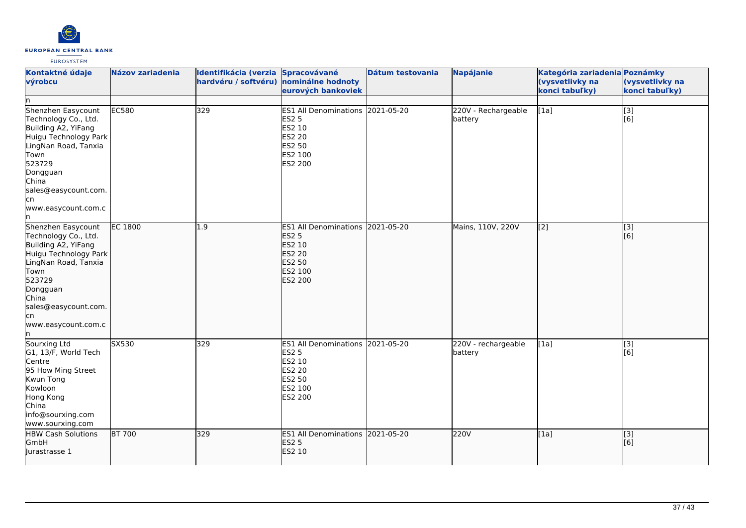| Kontaktné údaje výrobcu | Názov zariadenia | Identifikácia (verzia hardvéru / softvéru) | Spracovávané nominálne hodnoty eurových bankoviek | Dátum testovania | Napájanie | Kategória zariadenia (vysvetlivky na konci tabuľky) | Poznámky (vysvetlivky na konci tabuľky) |
|---|---|---|---|---|---|---|---|
| n | | | | | | | |
| Shenzhen Easycount Technology Co., Ltd.<br>Building A2, YiFang Huigu Technology Park LingNan Road, Tanxia Town<br>523729<br>Dongguan<br>China<br>sales@easycount.com.cn<br>www.easycount.com.cn | EC580 | 329 | ES1 All Denominations<br>ES2 5<br>ES2 10<br>ES2 20<br>ES2 50<br>ES2 100<br>ES2 200 | 2021-05-20 | 220V - Rechargeable battery | [1a] | [3]<br>[6] |
| Shenzhen Easycount Technology Co., Ltd.<br>Building A2, YiFang Huigu Technology Park LingNan Road, Tanxia Town<br>523729<br>Dongguan<br>China<br>sales@easycount.com.cn<br>www.easycount.com.cn | EC 1800 | 1.9 | ES1 All Denominations<br>ES2 5<br>ES2 10<br>ES2 20<br>ES2 50<br>ES2 100<br>ES2 200 | 2021-05-20 | Mains, 110V, 220V | [2] | [3]<br>[6] |
| Sourxing Ltd<br>G1, 13/F, World Tech Centre<br>95 How Ming Street<br>Kwun Tong<br>Kowloon<br>Hong Kong<br>China<br>info@sourxing.com<br>www.sourxing.com | SX530 | 329 | ES1 All Denominations<br>ES2 5<br>ES2 10<br>ES2 20<br>ES2 50<br>ES2 100<br>ES2 200 | 2021-05-20 | 220V - rechargeable battery | [1a] | [3]<br>[6] |
| HBW Cash Solutions GmbH<br>Jurastrasse 1 | BT 700 | 329 | ES1 All Denominations<br>ES2 5<br>ES2 10 | 2021-05-20 | 220V | [1a] | [3]<br>[6] |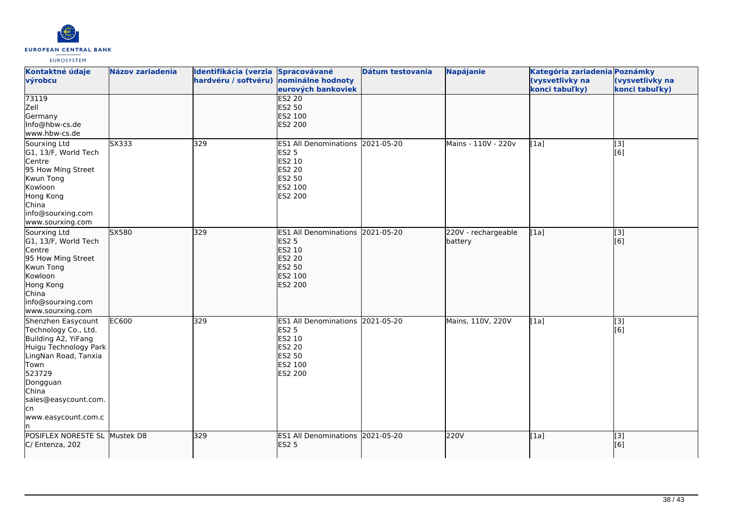| Kontaktné údaje výrobcu | Názov zariadenia | Identifikácia (verzia hardvéru / softvéru) | Spracovávané nominálne hodnoty eurových bankoviek | Dátum testovania | Napájanie | Kategória zariadenia (vysvetlivky na konci tabuľky) | Poznámky (vysvetlivky na konci tabuľky) |
|---|---|---|---|---|---|---|---|
| 73119<br>Zell<br>Germany<br>Info@hbw-cs.de<br>www.hbw-cs.de | | | ES2 20<br>ES2 50<br>ES2 100<br>ES2 200 | | | | |
| Sourxing Ltd<br>G1, 13/F, World Tech Centre<br>95 How Ming Street<br>Kwun Tong<br>Kowloon<br>Hong Kong<br>China<br>info@sourxing.com<br>www.sourxing.com | SX333 | 329 | ES1 All Denominations<br>ES2 5<br>ES2 10<br>ES2 20<br>ES2 50<br>ES2 100<br>ES2 200 | 2021-05-20 | Mains - 110V - 220v | [1a] | [3]<br>[6] |
| Sourxing Ltd<br>G1, 13/F, World Tech Centre<br>95 How Ming Street<br>Kwun Tong<br>Kowloon<br>Hong Kong<br>China<br>info@sourxing.com<br>www.sourxing.com | SX580 | 329 | ES1 All Denominations<br>ES2 5<br>ES2 10<br>ES2 20<br>ES2 50<br>ES2 100<br>ES2 200 | 2021-05-20 | 220V - rechargeable battery | [1a] | [3]<br>[6] |
| Shenzhen Easycount Technology Co., Ltd.<br>Building A2, YiFang Huigu Technology Park<br>LingNan Road, Tanxia Town<br>523729<br>Dongguan<br>China<br>sales@easycount.com.cn<br>www.easycount.com.cn | EC600 | 329 | ES1 All Denominations<br>ES2 5<br>ES2 10<br>ES2 20<br>ES2 50<br>ES2 100<br>ES2 200 | 2021-05-20 | Mains, 110V, 220V | [1a] | [3]<br>[6] |
| POSIFLEX NORESTE SL<br>C/ Entenza, 202 | Mustek D8 | 329 | ES1 All Denominations<br>ES2 5 | 2021-05-20 | 220V | [1a] | [3]<br>[6] |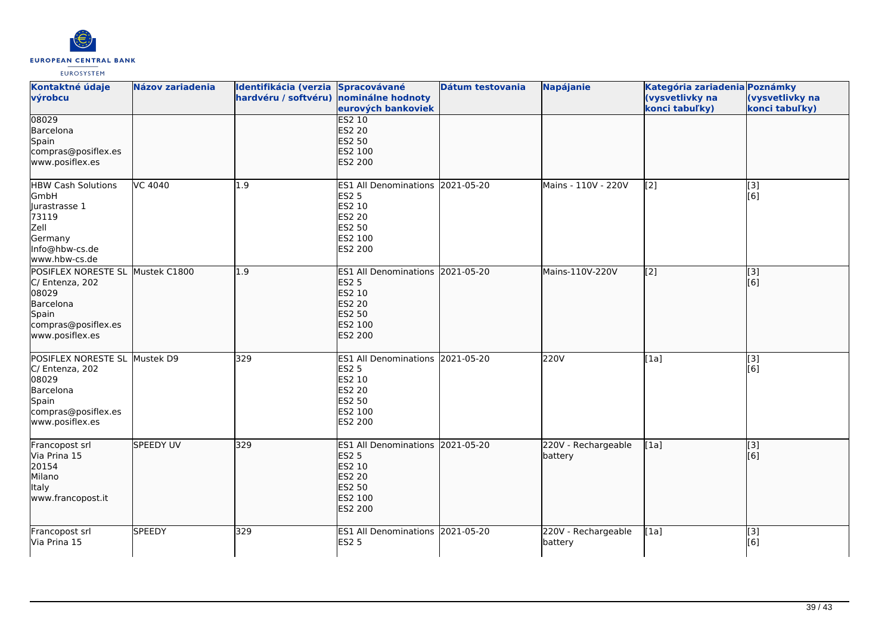| Kontaktné údaje výrobcu | Názov zariadenia | Identifikácia (verzia hardvéru / softvéru) | Spracovávané nominálne hodnoty eurových bankoviek | Dátum testovania | Napájanie | Kategória zariadenia (vysvetlivky na konci tabuľky) | Poznámky (vysvetlivky na konci tabuľky) |
|---|---|---|---|---|---|---|---|
| 08029<br>Barcelona<br>Spain<br>compras@posiflex.es<br>www.posiflex.es | | | ES2 10<br>ES2 20<br>ES2 50<br>ES2 100<br>ES2 200 | | | | |
| HBW Cash Solutions GmbH<br>Jurastrasse 1<br>73119<br>Zell<br>Germany<br>Info@hbw-cs.de<br>www.hbw-cs.de | VC 4040 | 1.9 | ES1 All Denominations<br>ES2 5<br>ES2 10<br>ES2 20<br>ES2 50<br>ES2 100<br>ES2 200 | 2021-05-20 | Mains - 110V - 220V | [2] | [3]<br>[6] |
| POSIFLEX NORESTE SL<br>C/ Entenza, 202<br>08029<br>Barcelona<br>Spain<br>compras@posiflex.es<br>www.posiflex.es | Mustek C1800 | 1.9 | ES1 All Denominations<br>ES2 5<br>ES2 10<br>ES2 20<br>ES2 50<br>ES2 100<br>ES2 200 | 2021-05-20 | Mains-110V-220V | [2] | [3]<br>[6] |
| POSIFLEX NORESTE SL<br>C/ Entenza, 202<br>08029<br>Barcelona<br>Spain<br>compras@posiflex.es<br>www.posiflex.es | Mustek D9 | 329 | ES1 All Denominations<br>ES2 5<br>ES2 10<br>ES2 20<br>ES2 50<br>ES2 100<br>ES2 200 | 2021-05-20 | 220V | [1a] | [3]<br>[6] |
| Francopost srl<br>Via Prina 15<br>20154<br>Milano<br>Italy<br>www.francopost.it | SPEEDY UV | 329 | ES1 All Denominations<br>ES2 5<br>ES2 10<br>ES2 20<br>ES2 50<br>ES2 100<br>ES2 200 | 2021-05-20 | 220V - Rechargeable battery | [1a] | [3]<br>[6] |
| Francopost srl<br>Via Prina 15 | SPEEDY | 329 | ES1 All Denominations<br>ES2 5 | 2021-05-20 | 220V - Rechargeable battery | [1a] | [3]<br>[6] |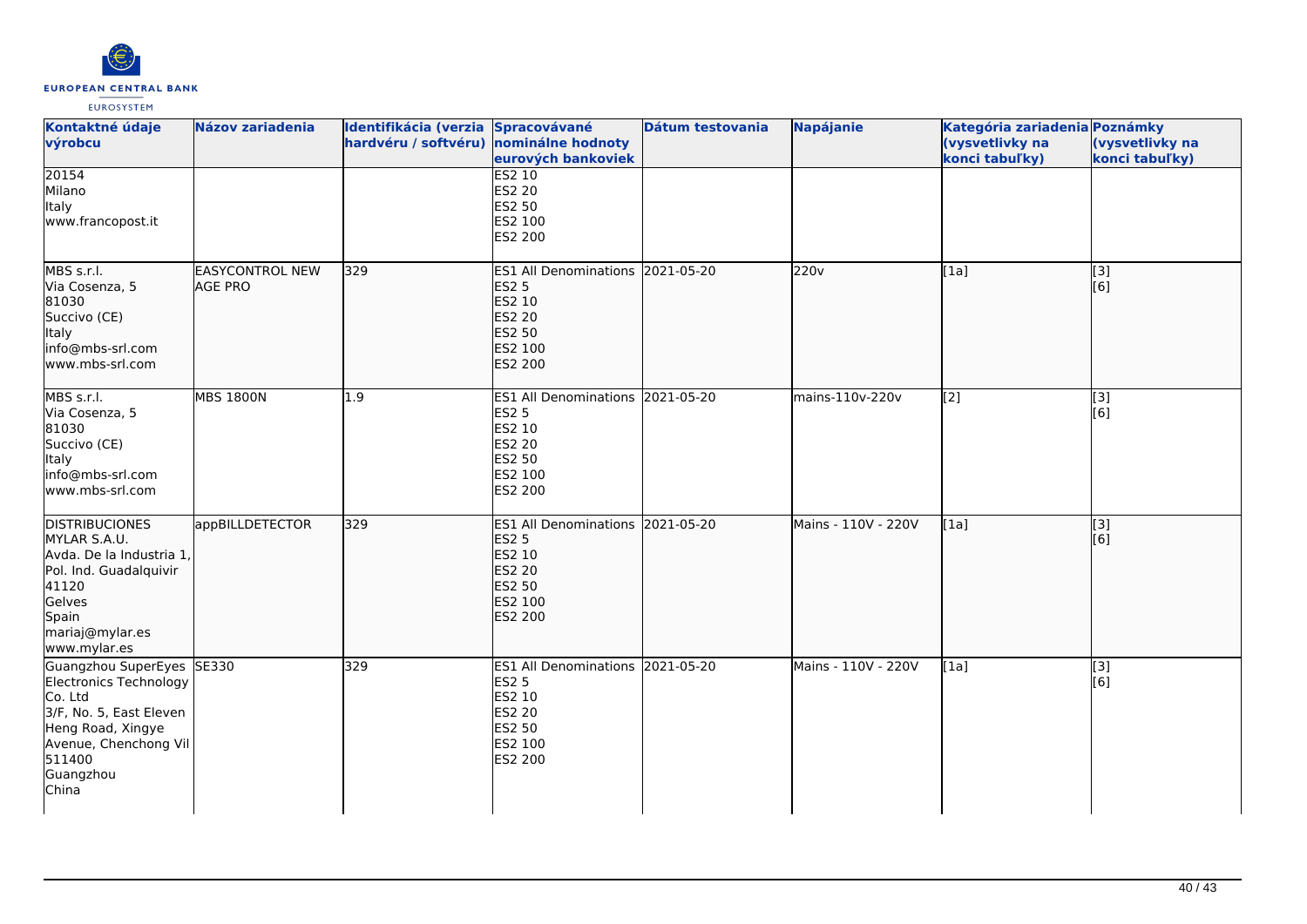| Kontaktné údaje výrobcu | Názov zariadenia | Identifikácia (verzia hardvéru / softvéru) | Spracovávané nominálne hodnoty eurových bankoviek | Dátum testovania | Napájanie | Kategória zariadenia (vysvetlivky na konci tabuľky) | Poznámky (vysvetlivky na konci tabuľky) |
|---|---|---|---|---|---|---|---|
| 20154<br>Milano<br>Italy<br>www.francopost.it | | | ES2 10<br>ES2 20<br>ES2 50<br>ES2 100<br>ES2 200 | | | | |
| MBS s.r.l.<br>Via Cosenza, 5<br>81030<br>Succivo (CE)<br>Italy<br>info@mbs-srl.com<br>www.mbs-srl.com | EASYCONTROL NEW AGE PRO | 329 | ES1 All Denominations<br>ES2 5<br>ES2 10<br>ES2 20<br>ES2 50<br>ES2 100<br>ES2 200 | 2021-05-20 | 220v | [1a] | [3]<br>[6] |
| MBS s.r.l.<br>Via Cosenza, 5<br>81030<br>Succivo (CE)<br>Italy<br>info@mbs-srl.com<br>www.mbs-srl.com | MBS 1800N | 1.9 | ES1 All Denominations<br>ES2 5<br>ES2 10<br>ES2 20<br>ES2 50<br>ES2 100<br>ES2 200 | 2021-05-20 | mains-110v-220v | [2] | [3]<br>[6] |
| DISTRIBUCIONES MYLAR S.A.U.<br>Avda. De la Industria 1, Pol. Ind. Guadalquivir<br>41120<br>Gelves<br>Spain<br>mariaj@mylar.es<br>www.mylar.es | appBILLDETECTOR | 329 | ES1 All Denominations<br>ES2 5<br>ES2 10<br>ES2 20<br>ES2 50<br>ES2 100<br>ES2 200 | 2021-05-20 | Mains - 110V - 220V | [1a] | [3]<br>[6] |
| Guangzhou SuperEyes Electronics Technology Co. Ltd<br>3/F, No. 5, East Eleven Heng Road, Xingye Avenue, Chenchong Vil<br>511400<br>Guangzhou<br>China | SE330 | 329 | ES1 All Denominations<br>ES2 5<br>ES2 10<br>ES2 20<br>ES2 50<br>ES2 100<br>ES2 200 | 2021-05-20 | Mains - 110V - 220V | [1a] | [3]<br>[6] |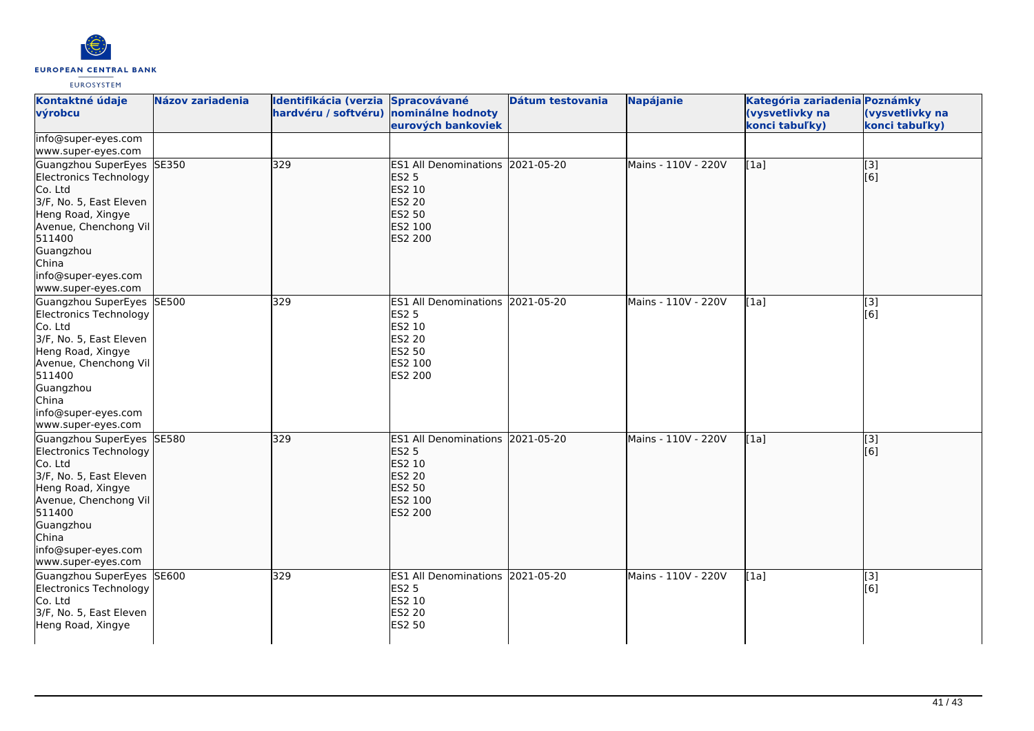| Kontaktné údaje výrobcu | Názov zariadenia | Identifikácia (verzia hardvéru / softvéru) | Spracovávané nominálne hodnoty eurových bankoviek | Dátum testovania | Napájanie | Kategória zariadenia (vysvetlivky na konci tabuľky) | Poznámky (vysvetlivky na konci tabuľky) |
|---|---|---|---|---|---|---|---|
| info@super-eyes.com<br>www.super-eyes.com | | | | | | | |
| Guangzhou SuperEyes Electronics Technology Co. Ltd<br>3/F, No. 5, East Eleven Heng Road, Xingye Avenue, Chenchong Vil<br>511400<br>Guangzhou<br>China<br>info@super-eyes.com<br>www.super-eyes.com | SE350 | 329 | ES1 All Denominations<br>ES2 5<br>ES2 10<br>ES2 20<br>ES2 50<br>ES2 100<br>ES2 200 | 2021-05-20 | Mains - 110V - 220V | [1a] | [3]<br>[6] |
| Guangzhou SuperEyes Electronics Technology Co. Ltd<br>3/F, No. 5, East Eleven Heng Road, Xingye Avenue, Chenchong Vil<br>511400<br>Guangzhou<br>China<br>info@super-eyes.com<br>www.super-eyes.com | SE500 | 329 | ES1 All Denominations<br>ES2 5<br>ES2 10<br>ES2 20<br>ES2 50<br>ES2 100<br>ES2 200 | 2021-05-20 | Mains - 110V - 220V | [1a] | [3]<br>[6] |
| Guangzhou SuperEyes Electronics Technology Co. Ltd<br>3/F, No. 5, East Eleven Heng Road, Xingye Avenue, Chenchong Vil<br>511400<br>Guangzhou<br>China<br>info@super-eyes.com<br>www.super-eyes.com | SE580 | 329 | ES1 All Denominations<br>ES2 5<br>ES2 10<br>ES2 20<br>ES2 50<br>ES2 100<br>ES2 200 | 2021-05-20 | Mains - 110V - 220V | [1a] | [3]<br>[6] |
| Guangzhou SuperEyes Electronics Technology Co. Ltd<br>3/F, No. 5, East Eleven Heng Road, Xingye | SE600 | 329 | ES1 All Denominations<br>ES2 5<br>ES2 10<br>ES2 20<br>ES2 50 | 2021-05-20 | Mains - 110V - 220V | [1a] | [3]<br>[6] |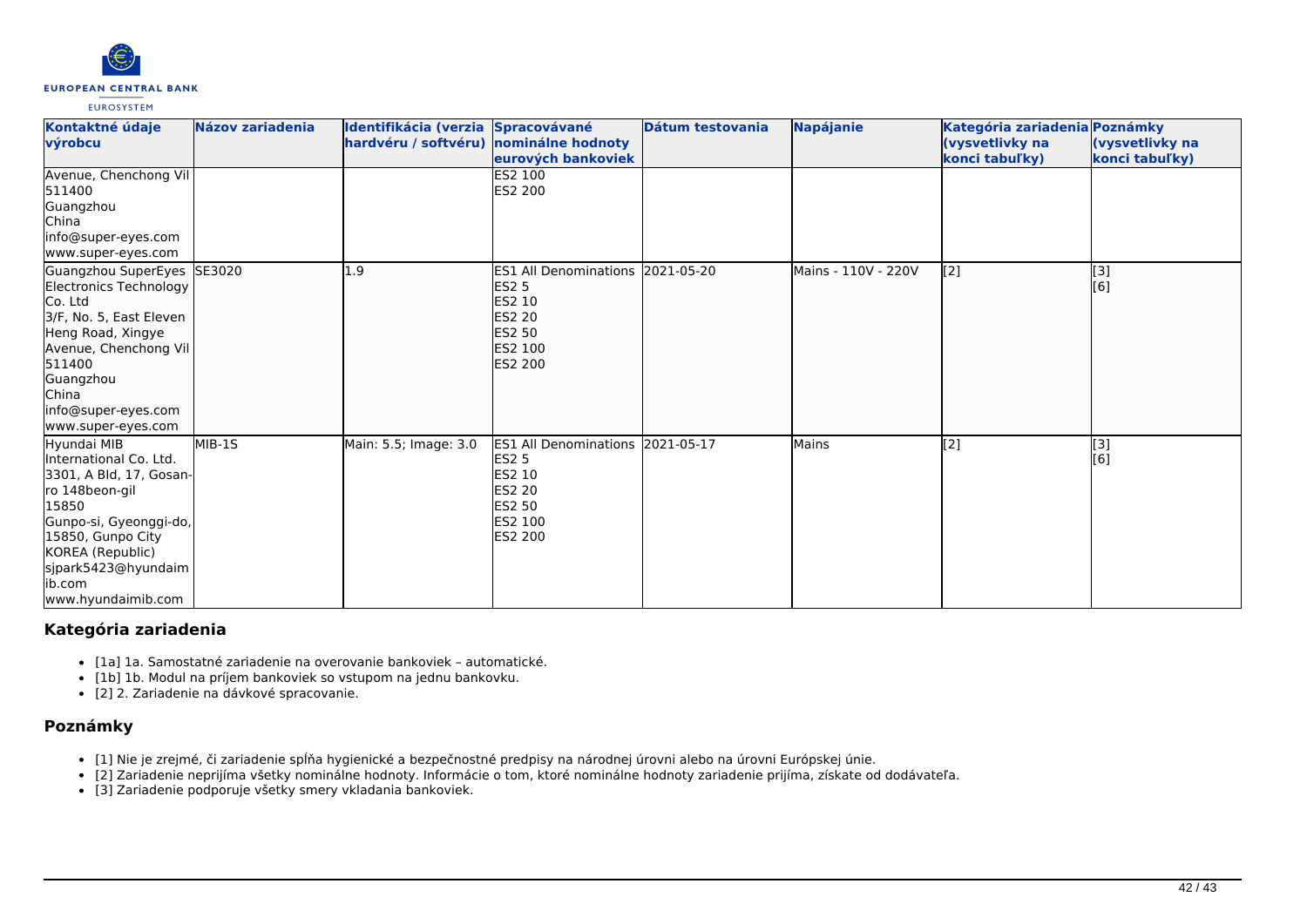| Kontaktné údaje výrobcu | Názov zariadenia | Identifikácia (verzia hardvéru / softvéru) | Spracovávané nominálne hodnoty eurových bankoviek | Dátum testovania | Napájanie | Kategória zariadenia (vysvetlivky na konci tabuľky) | Poznámky (vysvetlivky na konci tabuľky) |
| --- | --- | --- | --- | --- | --- | --- | --- |
| Avenue, Chenchong Vil<br>511400<br>Guangzhou<br>China<br>info@super-eyes.com<br>www.super-eyes.com | | | ES2 100<br>ES2 200 | | | | |
| Guangzhou SuperEyes Electronics Technology Co. Ltd<br>3/F, No. 5, East Eleven Heng Road, Xingye Avenue, Chenchong Vil<br>511400<br>Guangzhou<br>China<br>info@super-eyes.com<br>www.super-eyes.com | SE3020 | 1.9 | ES1 All Denominations<br>ES2 5<br>ES2 10<br>ES2 20<br>ES2 50<br>ES2 100<br>ES2 200 | 2021-05-20 | Mains - 110V - 220V | [2] | [3]<br>[6] |
| Hyundai MIB International Co. Ltd.<br>3301, A Bld, 17, Gosan-ro 148beon-gil<br>15850<br>Gunpo-si, Gyeonggi-do, 15850, Gunpo City<br>KOREA (Republic)<br>sjpark5423@hyundaimib.com<br>www.hyundaimib.com | MIB-1S | Main: 5.5; Image: 3.0 | ES1 All Denominations<br>ES2 5<br>ES2 10<br>ES2 20<br>ES2 50<br>ES2 100<br>ES2 200 | 2021-05-17 | Mains | [2] | [3]<br>[6] |

## Kategória zariadenia

- [1a] 1a. Samostatné zariadenie na overovanie bankoviek – automatické.
- [1b] 1b. Modul na príjem bankoviek so vstupom na jednu bankovku.
- [2] 2. Zariadenie na dávkové spracovanie.

## Poznámky

- [1] Nie je zrejmé, či zariadenie spĺňa hygienické a bezpečnostné predpisy na národnej úrovni alebo na úrovni Európskej únie.
- [2] Zariadenie neprijíma všetky nominálne hodnoty. Informácie o tom, ktoré nominálne hodnoty zariadenie prijíma, získate od dodávateľa.
- [3] Zariadenie podporuje všetky smery vkladania bankoviek.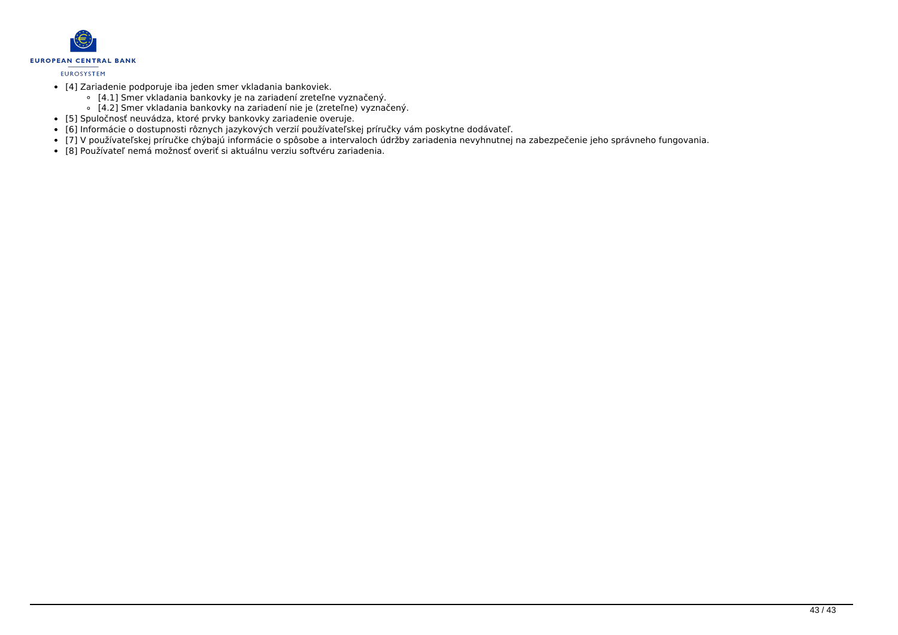- [4] Zariadenie podporuje iba jeden smer vkladania bankoviek.
    - [4.1] Smer vkladania bankovky je na zariadení zreteľne vyznačený.
    - [4.2] Smer vkladania bankovky na zariadení nie je (zreteľne) vyznačený.
- [5] Spuločnosť neuvádza, ktoré prvky bankovky zariadenie overuje.
- [6] Informácie o dostupnosti rôznych jazykových verzií používateľskej príručky vám poskytne dodávateľ.
- [7] V používateľskej príručke chýbajú informácie o spôsobe a intervaloch údržby zariadenia nevyhnutnej na zabezpečenie jeho správneho fungovania.
- [8] Používateľ nemá možnosť overiť si aktuálnu verziu softvéru zariadenia.